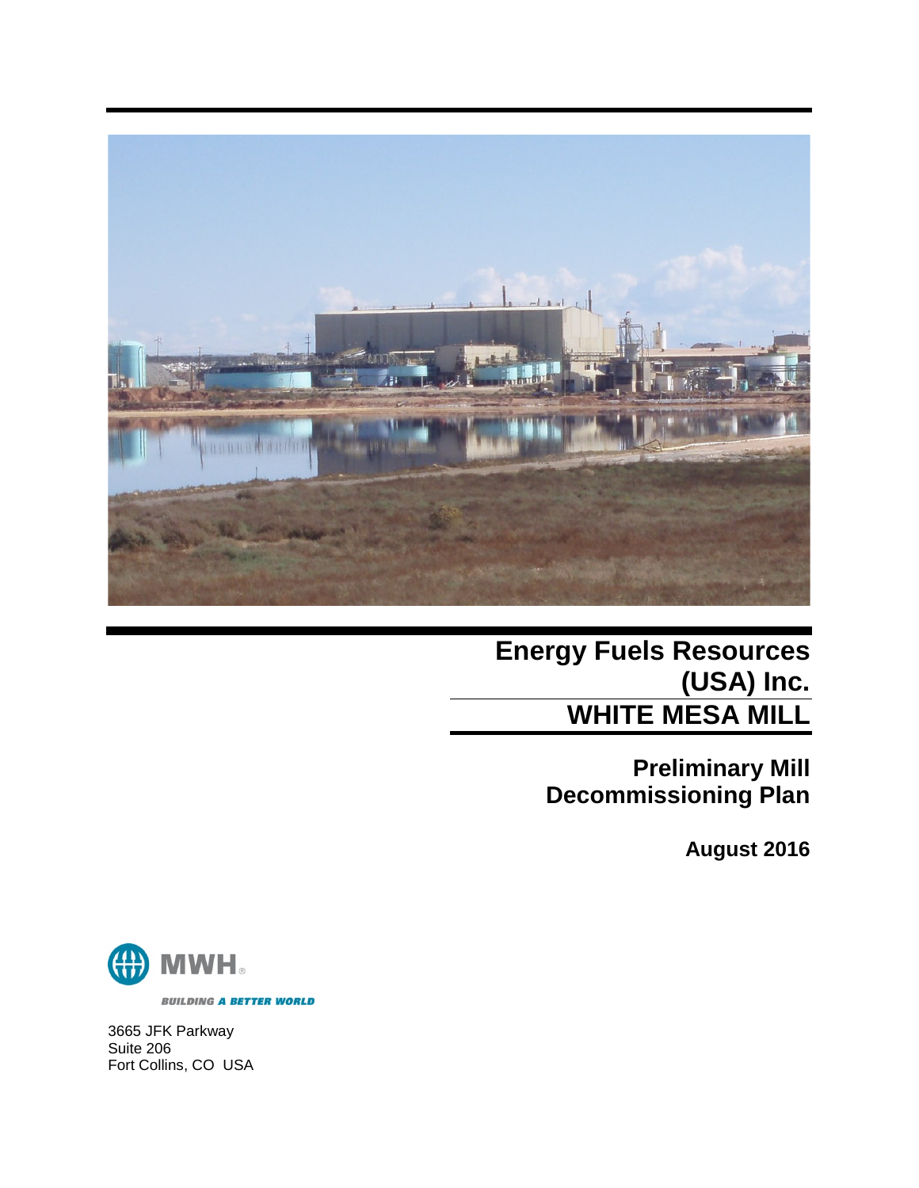# Energy Fuels Resources (USA) Inc.

# WHITE MESA MILL

## Preliminary Mill Decommissioning Plan

**August 2016**

MWH

*BUILDING A BETTER WORLD*

3665 JFK Parkway
Suite 206
Fort Collins, CO USA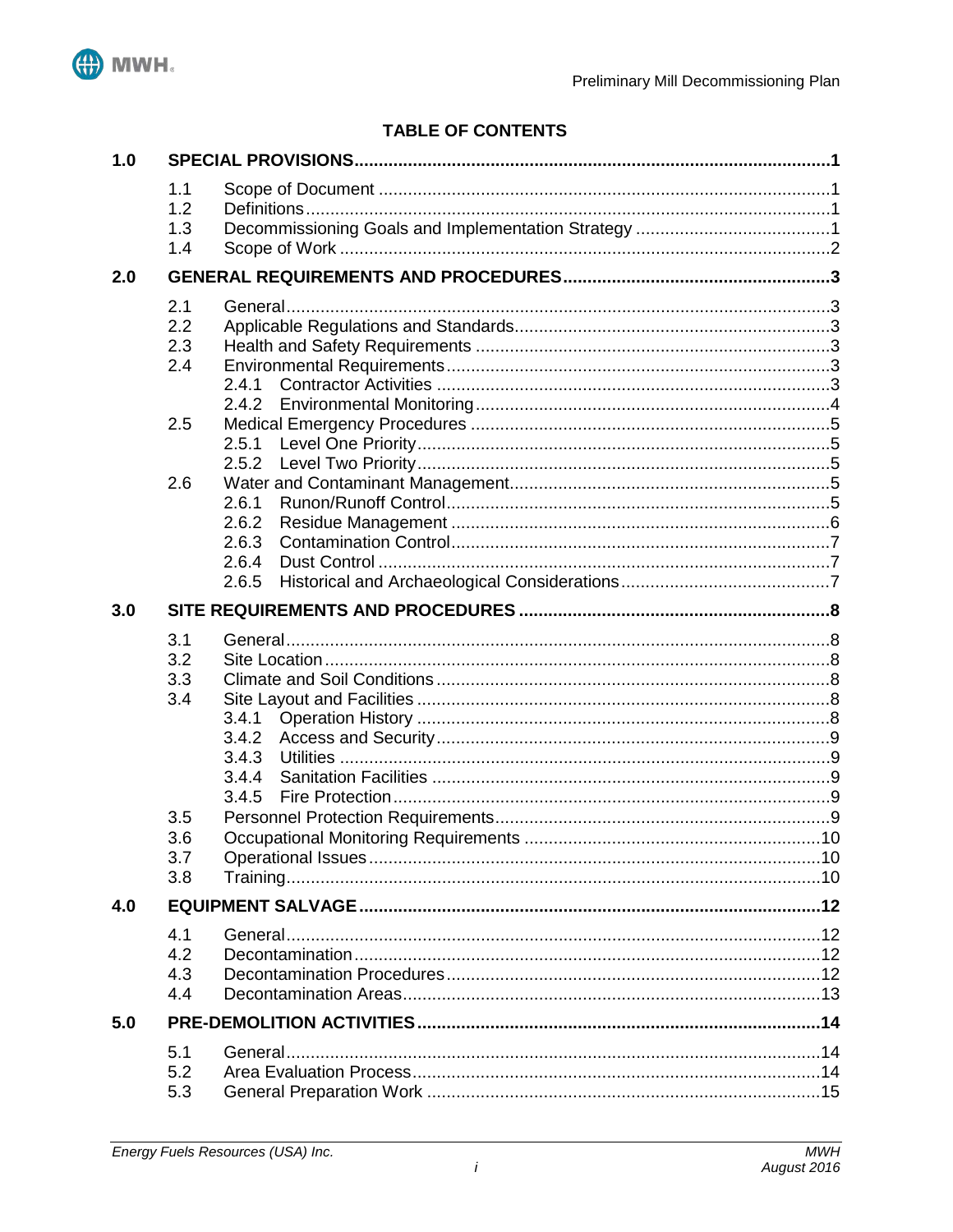## TABLE OF CONTENTS

| | | | |
|---|---|---|---|
| **1.0** | **SPECIAL PROVISIONS** | | **1** |
| | 1.1 | Scope of Document | 1 |
| | 1.2 | Definitions | 1 |
| | 1.3 | Decommissioning Goals and Implementation Strategy | 1 |
| | 1.4 | Scope of Work | 2 |
| **2.0** | **GENERAL REQUIREMENTS AND PROCEDURES** | | **3** |
| | 2.1 | General | 3 |
| | 2.2 | Applicable Regulations and Standards | 3 |
| | 2.3 | Health and Safety Requirements | 3 |
| | 2.4 | Environmental Requirements | 3 |
| | | 2.4.1 Contractor Activities | 3 |
| | | 2.4.2 Environmental Monitoring | 4 |
| | 2.5 | Medical Emergency Procedures | 5 |
| | | 2.5.1 Level One Priority | 5 |
| | | 2.5.2 Level Two Priority | 5 |
| | 2.6 | Water and Contaminant Management | 5 |
| | | 2.6.1 Runon/Runoff Control | 5 |
| | | 2.6.2 Residue Management | 6 |
| | | 2.6.3 Contamination Control | 7 |
| | | 2.6.4 Dust Control | 7 |
| | | 2.6.5 Historical and Archaeological Considerations | 7 |
| **3.0** | **SITE REQUIREMENTS AND PROCEDURES** | | **8** |
| | 3.1 | General | 8 |
| | 3.2 | Site Location | 8 |
| | 3.3 | Climate and Soil Conditions | 8 |
| | 3.4 | Site Layout and Facilities | 8 |
| | | 3.4.1 Operation History | 8 |
| | | 3.4.2 Access and Security | 9 |
| | | 3.4.3 Utilities | 9 |
| | | 3.4.4 Sanitation Facilities | 9 |
| | | 3.4.5 Fire Protection | 9 |
| | 3.5 | Personnel Protection Requirements | 9 |
| | 3.6 | Occupational Monitoring Requirements | 10 |
| | 3.7 | Operational Issues | 10 |
| | 3.8 | Training | 10 |
| **4.0** | **EQUIPMENT SALVAGE** | | **12** |
| | 4.1 | General | 12 |
| | 4.2 | Decontamination | 12 |
| | 4.3 | Decontamination Procedures | 12 |
| | 4.4 | Decontamination Areas | 13 |
| **5.0** | **PRE-DEMOLITION ACTIVITIES** | | **14** |
| | 5.1 | General | 14 |
| | 5.2 | Area Evaluation Process | 14 |
| | 5.3 | General Preparation Work | 15 |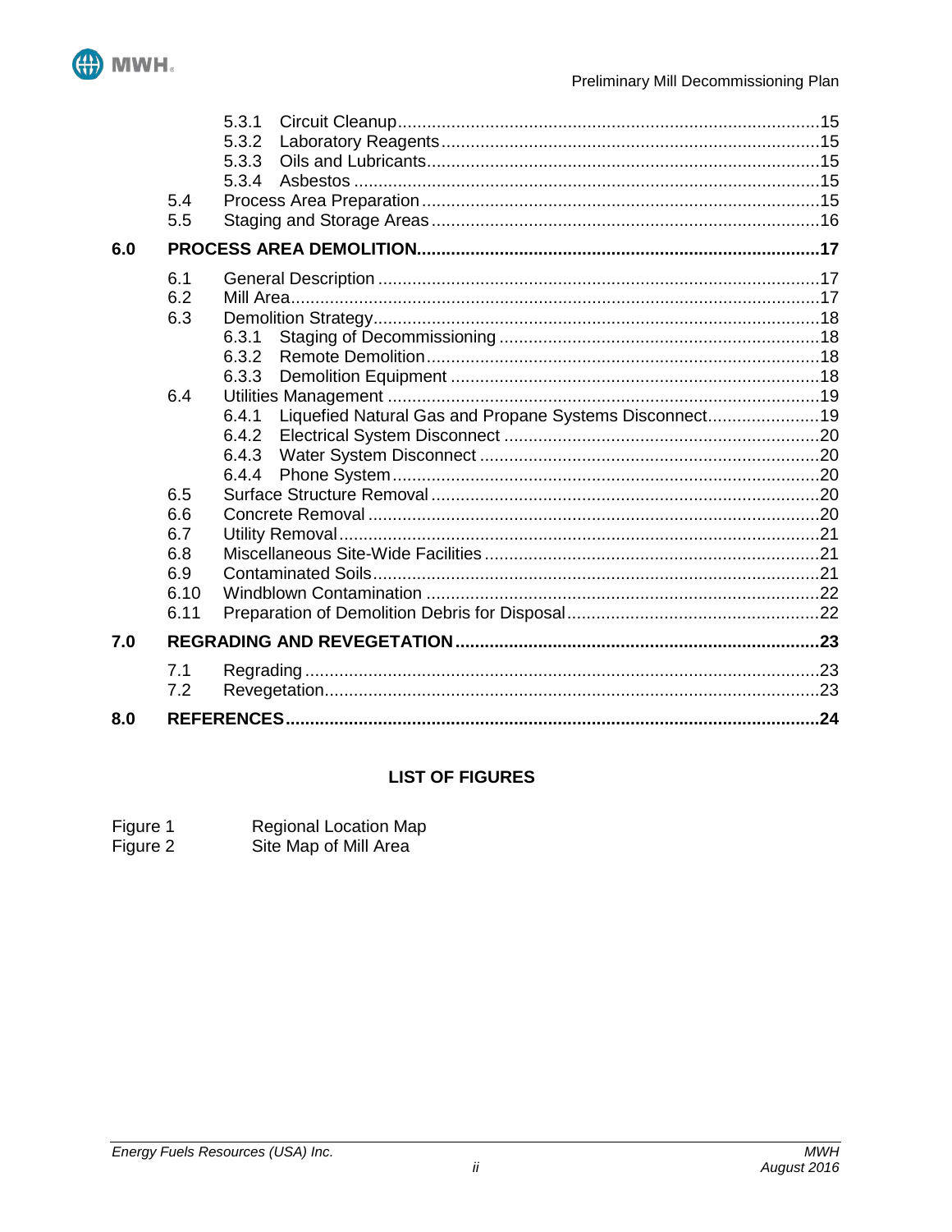5.3.1 Circuit Cleanup ..... 15
5.3.2 Laboratory Reagents ..... 15
5.3.3 Oils and Lubricants ..... 15
5.3.4 Asbestos ..... 15
5.4 Process Area Preparation ..... 15
5.5 Staging and Storage Areas ..... 16

**6.0 PROCESS AREA DEMOLITION ..... 17**

6.1 General Description ..... 17
6.2 Mill Area ..... 17
6.3 Demolition Strategy ..... 18
6.3.1 Staging of Decommissioning ..... 18
6.3.2 Remote Demolition ..... 18
6.3.3 Demolition Equipment ..... 18
6.4 Utilities Management ..... 19
6.4.1 Liquefied Natural Gas and Propane Systems Disconnect ..... 19
6.4.2 Electrical System Disconnect ..... 20
6.4.3 Water System Disconnect ..... 20
6.4.4 Phone System ..... 20
6.5 Surface Structure Removal ..... 20
6.6 Concrete Removal ..... 20
6.7 Utility Removal ..... 21
6.8 Miscellaneous Site-Wide Facilities ..... 21
6.9 Contaminated Soils ..... 21
6.10 Windblown Contamination ..... 22
6.11 Preparation of Demolition Debris for Disposal ..... 22

**7.0 REGRADING AND REVEGETATION ..... 23**

7.1 Regrading ..... 23
7.2 Revegetation ..... 23

**8.0 REFERENCES ..... 24**

**LIST OF FIGURES**

Figure 1 Regional Location Map
Figure 2 Site Map of Mill Area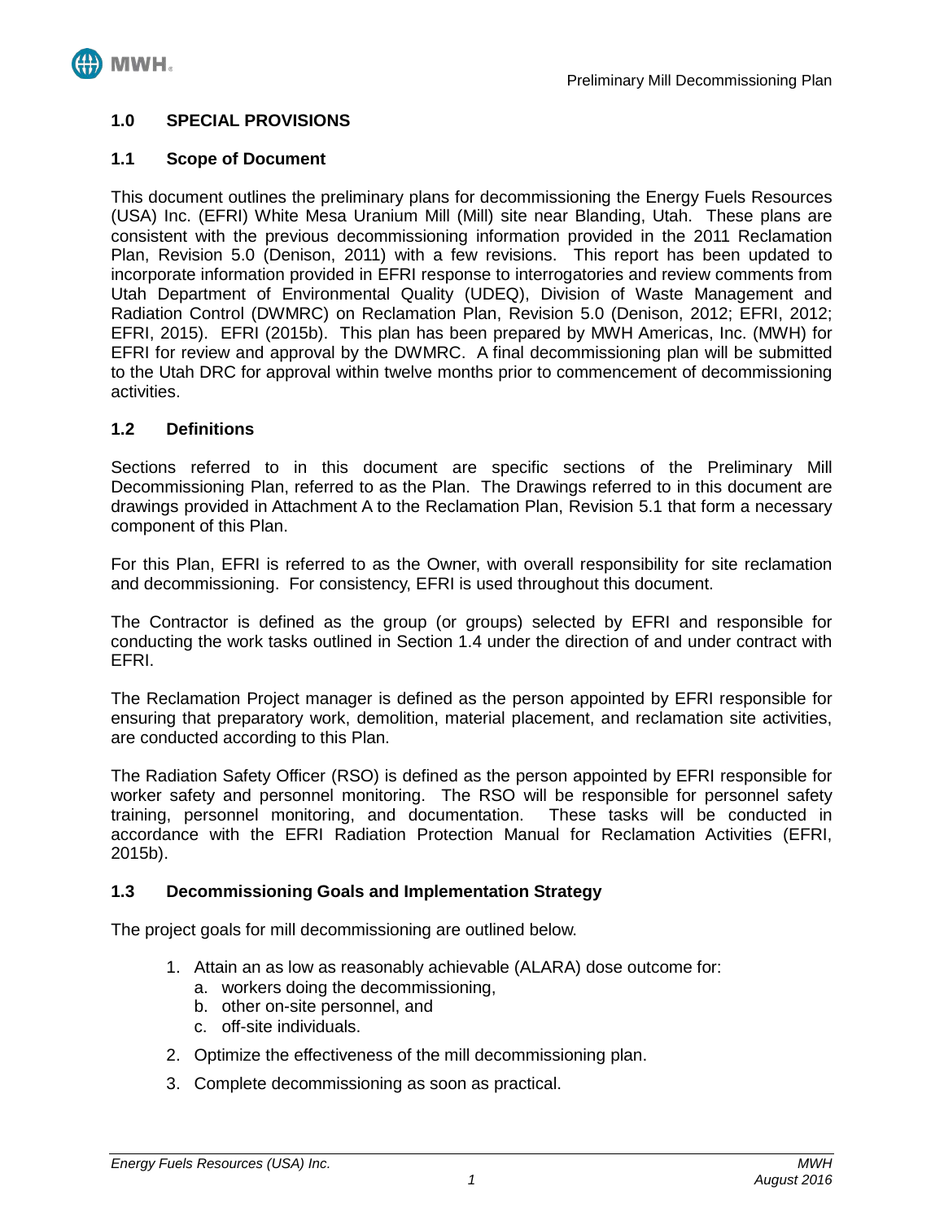## 1.0 SPECIAL PROVISIONS

### 1.1 Scope of Document

This document outlines the preliminary plans for decommissioning the Energy Fuels Resources (USA) Inc. (EFRI) White Mesa Uranium Mill (Mill) site near Blanding, Utah. These plans are consistent with the previous decommissioning information provided in the 2011 Reclamation Plan, Revision 5.0 (Denison, 2011) with a few revisions. This report has been updated to incorporate information provided in EFRI response to interrogatories and review comments from Utah Department of Environmental Quality (UDEQ), Division of Waste Management and Radiation Control (DWMRC) on Reclamation Plan, Revision 5.0 (Denison, 2012; EFRI, 2012; EFRI, 2015). EFRI (2015b). This plan has been prepared by MWH Americas, Inc. (MWH) for EFRI for review and approval by the DWMRC. A final decommissioning plan will be submitted to the Utah DRC for approval within twelve months prior to commencement of decommissioning activities.

### 1.2 Definitions

Sections referred to in this document are specific sections of the Preliminary Mill Decommissioning Plan, referred to as the Plan. The Drawings referred to in this document are drawings provided in Attachment A to the Reclamation Plan, Revision 5.1 that form a necessary component of this Plan.

For this Plan, EFRI is referred to as the Owner, with overall responsibility for site reclamation and decommissioning. For consistency, EFRI is used throughout this document.

The Contractor is defined as the group (or groups) selected by EFRI and responsible for conducting the work tasks outlined in Section 1.4 under the direction of and under contract with EFRI.

The Reclamation Project manager is defined as the person appointed by EFRI responsible for ensuring that preparatory work, demolition, material placement, and reclamation site activities, are conducted according to this Plan.

The Radiation Safety Officer (RSO) is defined as the person appointed by EFRI responsible for worker safety and personnel monitoring. The RSO will be responsible for personnel safety training, personnel monitoring, and documentation. These tasks will be conducted in accordance with the EFRI Radiation Protection Manual for Reclamation Activities (EFRI, 2015b).

### 1.3 Decommissioning Goals and Implementation Strategy

The project goals for mill decommissioning are outlined below.

1. Attain an as low as reasonably achievable (ALARA) dose outcome for:
    a. workers doing the decommissioning,
    b. other on-site personnel, and
    c. off-site individuals.
2. Optimize the effectiveness of the mill decommissioning plan.
3. Complete decommissioning as soon as practical.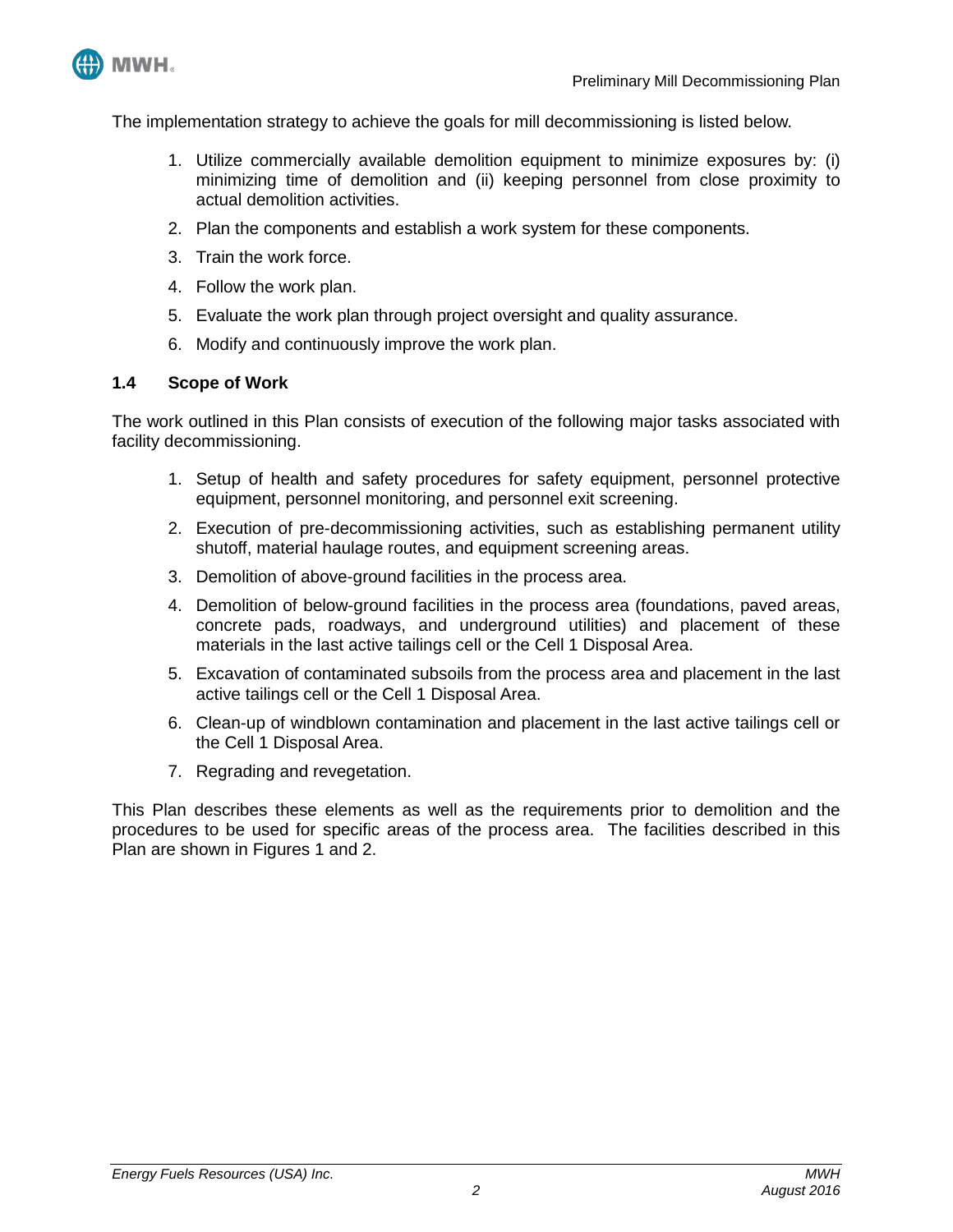The implementation strategy to achieve the goals for mill decommissioning is listed below.

1. Utilize commercially available demolition equipment to minimize exposures by: (i) minimizing time of demolition and (ii) keeping personnel from close proximity to actual demolition activities.
2. Plan the components and establish a work system for these components.
3. Train the work force.
4. Follow the work plan.
5. Evaluate the work plan through project oversight and quality assurance.
6. Modify and continuously improve the work plan.

### 1.4 Scope of Work

The work outlined in this Plan consists of execution of the following major tasks associated with facility decommissioning.

1. Setup of health and safety procedures for safety equipment, personnel protective equipment, personnel monitoring, and personnel exit screening.
2. Execution of pre-decommissioning activities, such as establishing permanent utility shutoff, material haulage routes, and equipment screening areas.
3. Demolition of above-ground facilities in the process area.
4. Demolition of below-ground facilities in the process area (foundations, paved areas, concrete pads, roadways, and underground utilities) and placement of these materials in the last active tailings cell or the Cell 1 Disposal Area.
5. Excavation of contaminated subsoils from the process area and placement in the last active tailings cell or the Cell 1 Disposal Area.
6. Clean-up of windblown contamination and placement in the last active tailings cell or the Cell 1 Disposal Area.
7. Regrading and revegetation.

This Plan describes these elements as well as the requirements prior to demolition and the procedures to be used for specific areas of the process area. The facilities described in this Plan are shown in Figures 1 and 2.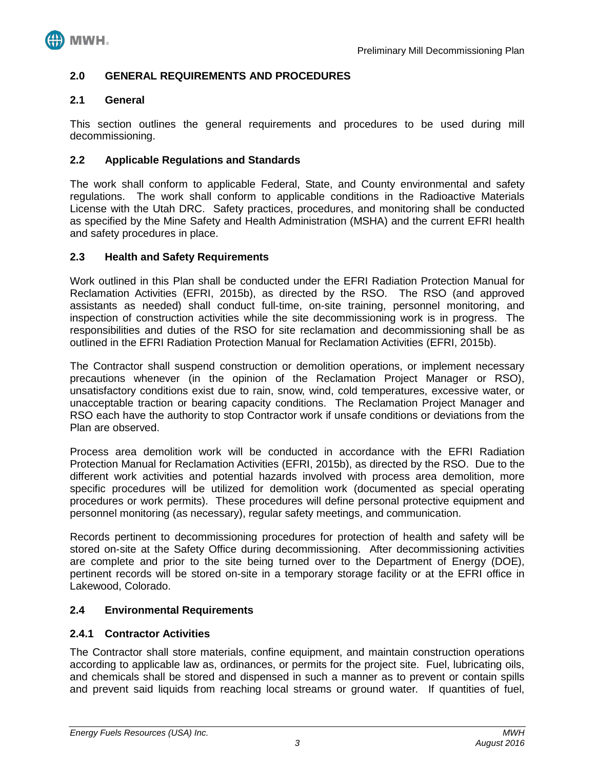## 2.0 GENERAL REQUIREMENTS AND PROCEDURES

### 2.1 General

This section outlines the general requirements and procedures to be used during mill decommissioning.

### 2.2 Applicable Regulations and Standards

The work shall conform to applicable Federal, State, and County environmental and safety regulations. The work shall conform to applicable conditions in the Radioactive Materials License with the Utah DRC. Safety practices, procedures, and monitoring shall be conducted as specified by the Mine Safety and Health Administration (MSHA) and the current EFRI health and safety procedures in place.

### 2.3 Health and Safety Requirements

Work outlined in this Plan shall be conducted under the EFRI Radiation Protection Manual for Reclamation Activities (EFRI, 2015b), as directed by the RSO. The RSO (and approved assistants as needed) shall conduct full-time, on-site training, personnel monitoring, and inspection of construction activities while the site decommissioning work is in progress. The responsibilities and duties of the RSO for site reclamation and decommissioning shall be as outlined in the EFRI Radiation Protection Manual for Reclamation Activities (EFRI, 2015b).

The Contractor shall suspend construction or demolition operations, or implement necessary precautions whenever (in the opinion of the Reclamation Project Manager or RSO), unsatisfactory conditions exist due to rain, snow, wind, cold temperatures, excessive water, or unacceptable traction or bearing capacity conditions. The Reclamation Project Manager and RSO each have the authority to stop Contractor work if unsafe conditions or deviations from the Plan are observed.

Process area demolition work will be conducted in accordance with the EFRI Radiation Protection Manual for Reclamation Activities (EFRI, 2015b), as directed by the RSO. Due to the different work activities and potential hazards involved with process area demolition, more specific procedures will be utilized for demolition work (documented as special operating procedures or work permits). These procedures will define personal protective equipment and personnel monitoring (as necessary), regular safety meetings, and communication.

Records pertinent to decommissioning procedures for protection of health and safety will be stored on-site at the Safety Office during decommissioning. After decommissioning activities are complete and prior to the site being turned over to the Department of Energy (DOE), pertinent records will be stored on-site in a temporary storage facility or at the EFRI office in Lakewood, Colorado.

### 2.4 Environmental Requirements

#### 2.4.1 Contractor Activities

The Contractor shall store materials, confine equipment, and maintain construction operations according to applicable law as, ordinances, or permits for the project site. Fuel, lubricating oils, and chemicals shall be stored and dispensed in such a manner as to prevent or contain spills and prevent said liquids from reaching local streams or ground water. If quantities of fuel,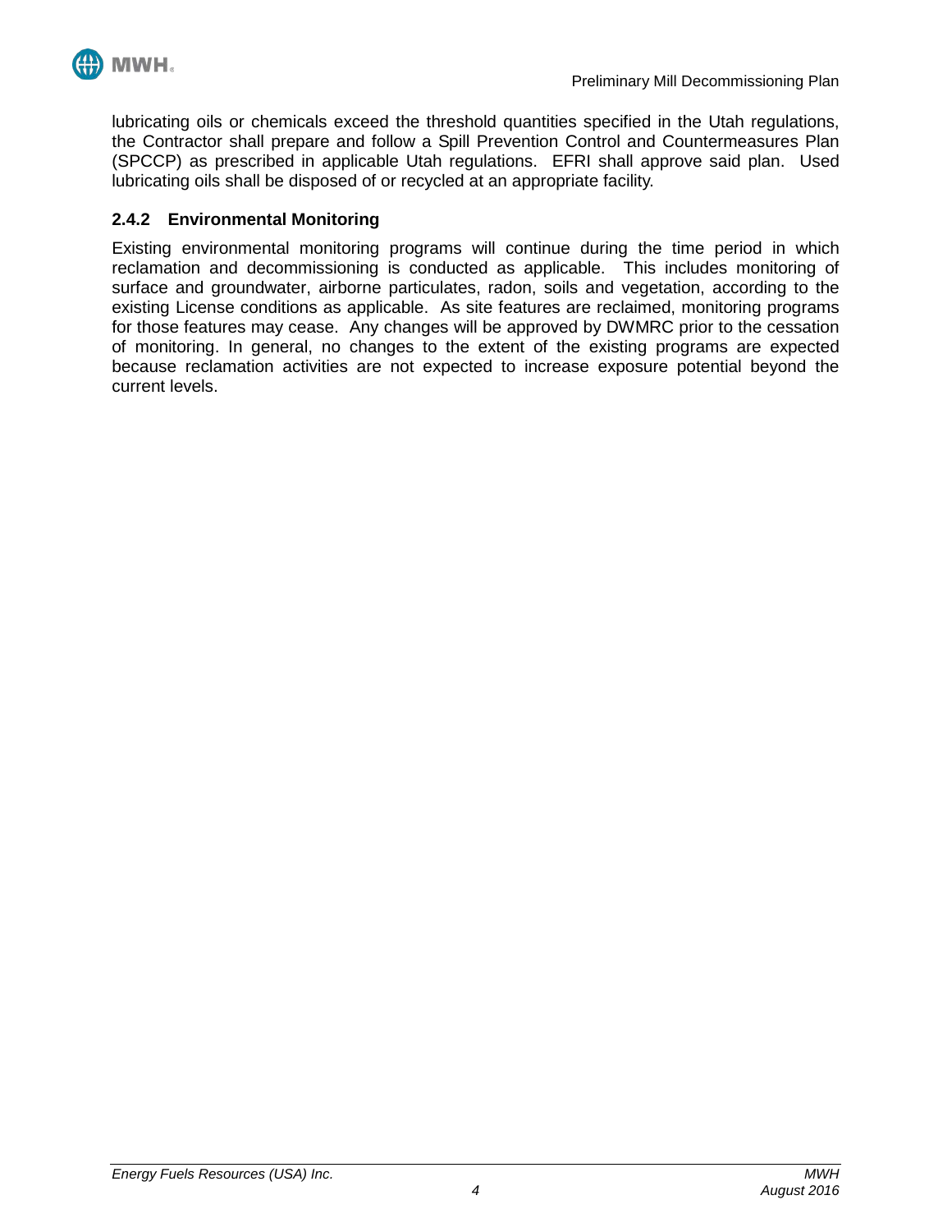lubricating oils or chemicals exceed the threshold quantities specified in the Utah regulations, the Contractor shall prepare and follow a Spill Prevention Control and Countermeasures Plan (SPCCP) as prescribed in applicable Utah regulations. EFRI shall approve said plan. Used lubricating oils shall be disposed of or recycled at an appropriate facility.

### 2.4.2 Environmental Monitoring

Existing environmental monitoring programs will continue during the time period in which reclamation and decommissioning is conducted as applicable. This includes monitoring of surface and groundwater, airborne particulates, radon, soils and vegetation, according to the existing License conditions as applicable. As site features are reclaimed, monitoring programs for those features may cease. Any changes will be approved by DWMRC prior to the cessation of monitoring. In general, no changes to the extent of the existing programs are expected because reclamation activities are not expected to increase exposure potential beyond the current levels.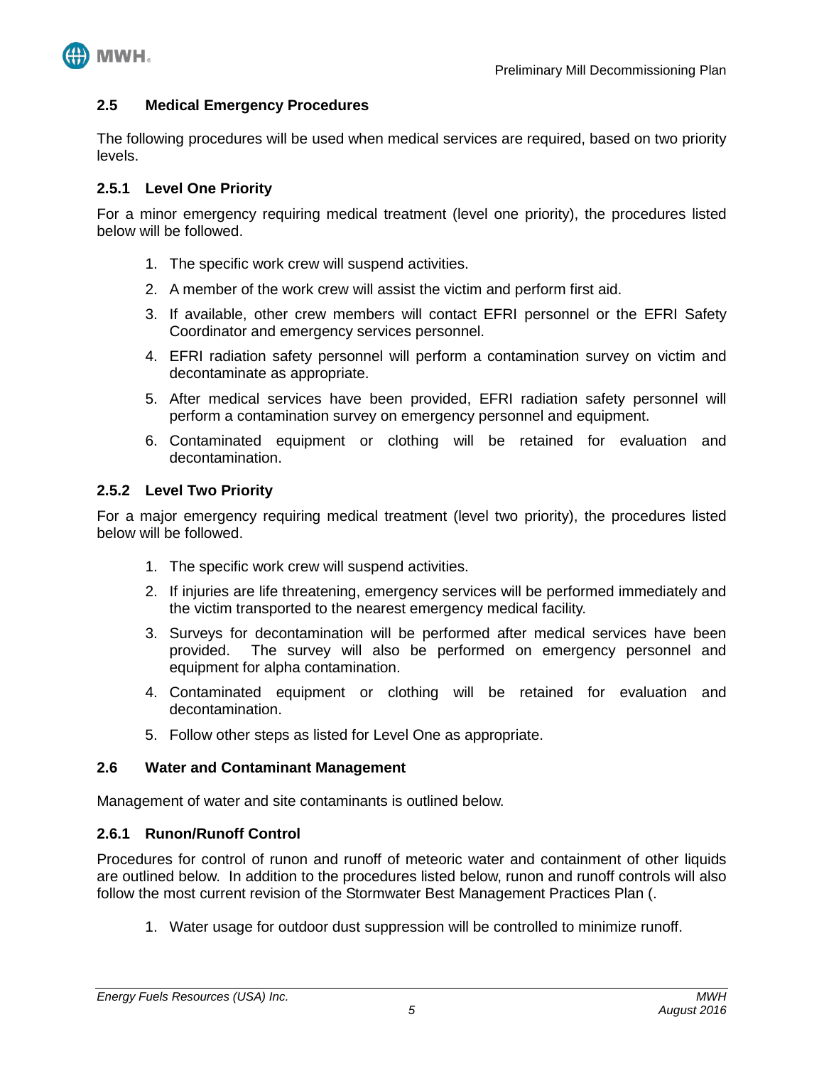## 2.5 Medical Emergency Procedures

The following procedures will be used when medical services are required, based on two priority levels.

### 2.5.1 Level One Priority

For a minor emergency requiring medical treatment (level one priority), the procedures listed below will be followed.

1. The specific work crew will suspend activities.
2. A member of the work crew will assist the victim and perform first aid.
3. If available, other crew members will contact EFRI personnel or the EFRI Safety Coordinator and emergency services personnel.
4. EFRI radiation safety personnel will perform a contamination survey on victim and decontaminate as appropriate.
5. After medical services have been provided, EFRI radiation safety personnel will perform a contamination survey on emergency personnel and equipment.
6. Contaminated equipment or clothing will be retained for evaluation and decontamination.

### 2.5.2 Level Two Priority

For a major emergency requiring medical treatment (level two priority), the procedures listed below will be followed.

1. The specific work crew will suspend activities.
2. If injuries are life threatening, emergency services will be performed immediately and the victim transported to the nearest emergency medical facility.
3. Surveys for decontamination will be performed after medical services have been provided. The survey will also be performed on emergency personnel and equipment for alpha contamination.
4. Contaminated equipment or clothing will be retained for evaluation and decontamination.
5. Follow other steps as listed for Level One as appropriate.

## 2.6 Water and Contaminant Management

Management of water and site contaminants is outlined below.

### 2.6.1 Runon/Runoff Control

Procedures for control of runon and runoff of meteoric water and containment of other liquids are outlined below. In addition to the procedures listed below, runon and runoff controls will also follow the most current revision of the Stormwater Best Management Practices Plan (.

1. Water usage for outdoor dust suppression will be controlled to minimize runoff.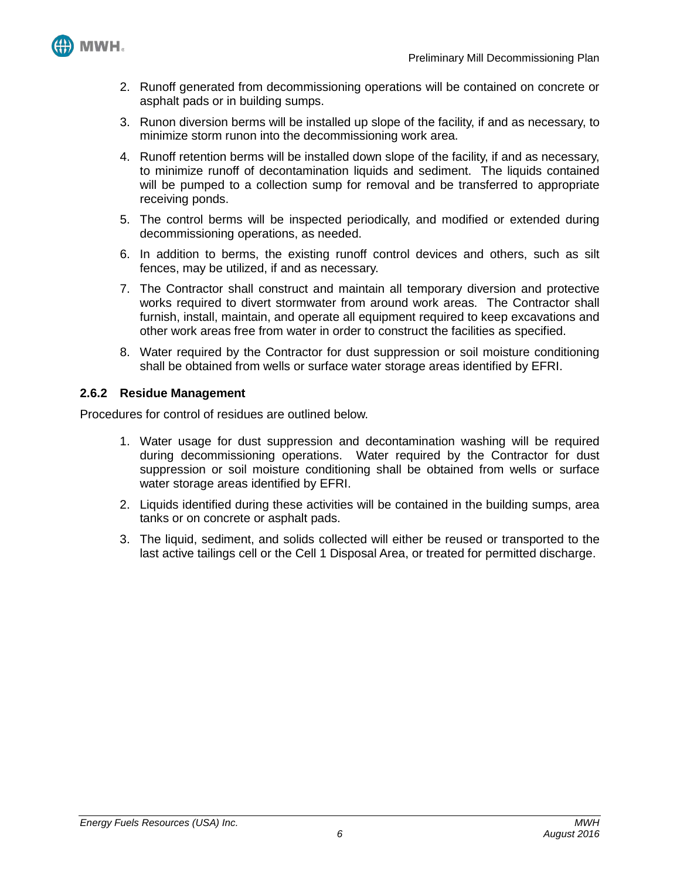2. Runoff generated from decommissioning operations will be contained on concrete or asphalt pads or in building sumps.
3. Runon diversion berms will be installed up slope of the facility, if and as necessary, to minimize storm runon into the decommissioning work area.
4. Runoff retention berms will be installed down slope of the facility, if and as necessary, to minimize runoff of decontamination liquids and sediment. The liquids contained will be pumped to a collection sump for removal and be transferred to appropriate receiving ponds.
5. The control berms will be inspected periodically, and modified or extended during decommissioning operations, as needed.
6. In addition to berms, the existing runoff control devices and others, such as silt fences, may be utilized, if and as necessary.
7. The Contractor shall construct and maintain all temporary diversion and protective works required to divert stormwater from around work areas. The Contractor shall furnish, install, maintain, and operate all equipment required to keep excavations and other work areas free from water in order to construct the facilities as specified.
8. Water required by the Contractor for dust suppression or soil moisture conditioning shall be obtained from wells or surface water storage areas identified by EFRI.

### 2.6.2 Residue Management

Procedures for control of residues are outlined below.

1. Water usage for dust suppression and decontamination washing will be required during decommissioning operations. Water required by the Contractor for dust suppression or soil moisture conditioning shall be obtained from wells or surface water storage areas identified by EFRI.
2. Liquids identified during these activities will be contained in the building sumps, area tanks or on concrete or asphalt pads.
3. The liquid, sediment, and solids collected will either be reused or transported to the last active tailings cell or the Cell 1 Disposal Area, or treated for permitted discharge.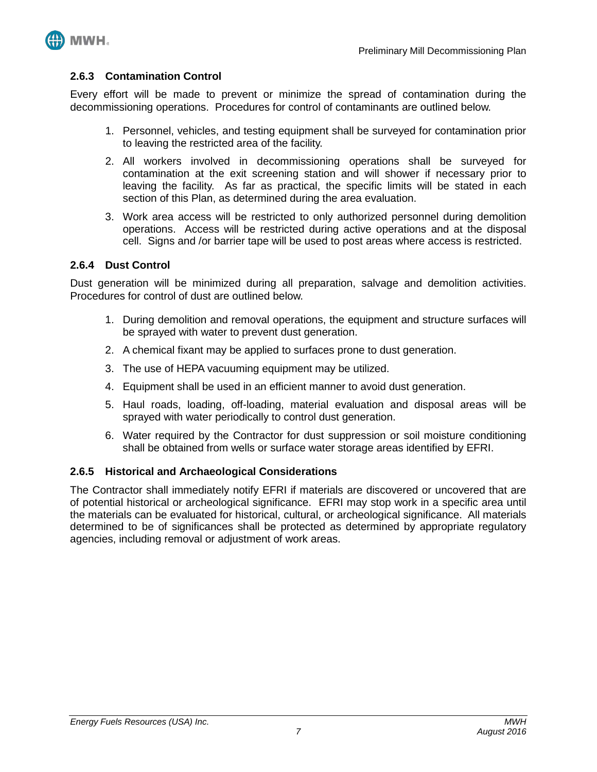### 2.6.3 Contamination Control

Every effort will be made to prevent or minimize the spread of contamination during the decommissioning operations. Procedures for control of contaminants are outlined below.

1. Personnel, vehicles, and testing equipment shall be surveyed for contamination prior to leaving the restricted area of the facility.
2. All workers involved in decommissioning operations shall be surveyed for contamination at the exit screening station and will shower if necessary prior to leaving the facility. As far as practical, the specific limits will be stated in each section of this Plan, as determined during the area evaluation.
3. Work area access will be restricted to only authorized personnel during demolition operations. Access will be restricted during active operations and at the disposal cell. Signs and /or barrier tape will be used to post areas where access is restricted.

### 2.6.4 Dust Control

Dust generation will be minimized during all preparation, salvage and demolition activities. Procedures for control of dust are outlined below.

1. During demolition and removal operations, the equipment and structure surfaces will be sprayed with water to prevent dust generation.
2. A chemical fixant may be applied to surfaces prone to dust generation.
3. The use of HEPA vacuuming equipment may be utilized.
4. Equipment shall be used in an efficient manner to avoid dust generation.
5. Haul roads, loading, off-loading, material evaluation and disposal areas will be sprayed with water periodically to control dust generation.
6. Water required by the Contractor for dust suppression or soil moisture conditioning shall be obtained from wells or surface water storage areas identified by EFRI.

### 2.6.5 Historical and Archaeological Considerations

The Contractor shall immediately notify EFRI if materials are discovered or uncovered that are of potential historical or archeological significance. EFRI may stop work in a specific area until the materials can be evaluated for historical, cultural, or archeological significance. All materials determined to be of significances shall be protected as determined by appropriate regulatory agencies, including removal or adjustment of work areas.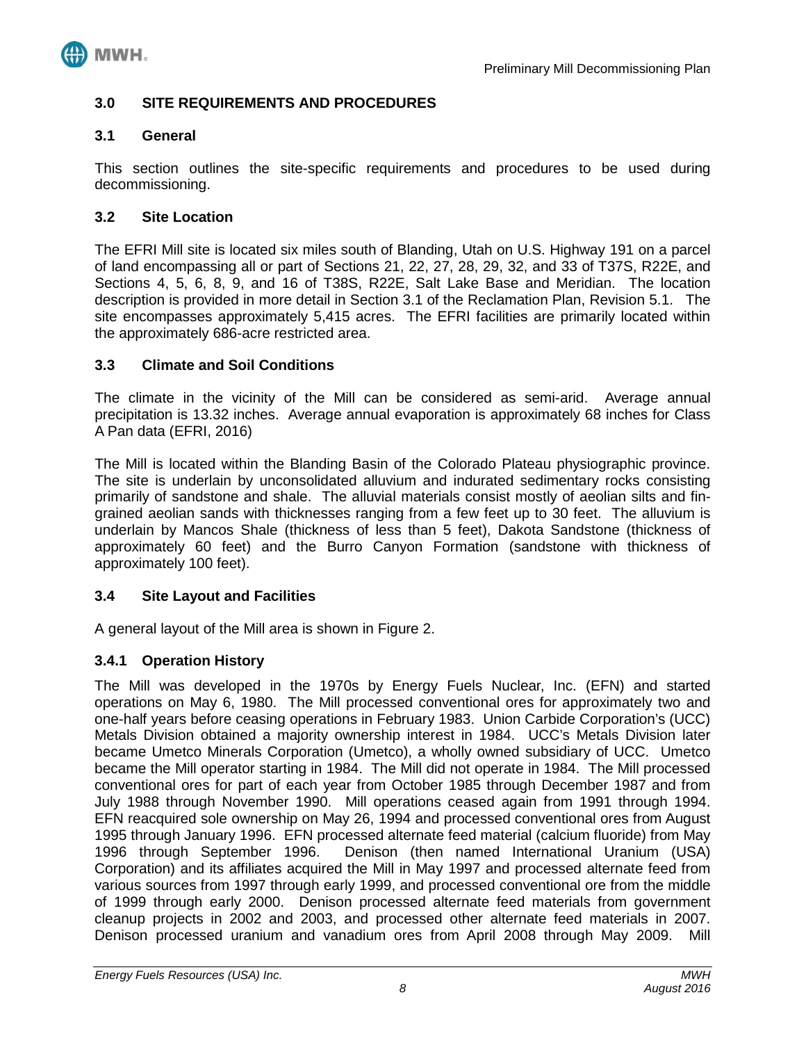## 3.0 SITE REQUIREMENTS AND PROCEDURES

### 3.1 General

This section outlines the site-specific requirements and procedures to be used during decommissioning.

### 3.2 Site Location

The EFRI Mill site is located six miles south of Blanding, Utah on U.S. Highway 191 on a parcel of land encompassing all or part of Sections 21, 22, 27, 28, 29, 32, and 33 of T37S, R22E, and Sections 4, 5, 6, 8, 9, and 16 of T38S, R22E, Salt Lake Base and Meridian. The location description is provided in more detail in Section 3.1 of the Reclamation Plan, Revision 5.1. The site encompasses approximately 5,415 acres. The EFRI facilities are primarily located within the approximately 686-acre restricted area.

### 3.3 Climate and Soil Conditions

The climate in the vicinity of the Mill can be considered as semi-arid. Average annual precipitation is 13.32 inches. Average annual evaporation is approximately 68 inches for Class A Pan data (EFRI, 2016)

The Mill is located within the Blanding Basin of the Colorado Plateau physiographic province. The site is underlain by unconsolidated alluvium and indurated sedimentary rocks consisting primarily of sandstone and shale. The alluvial materials consist mostly of aeolian silts and fin-grained aeolian sands with thicknesses ranging from a few feet up to 30 feet. The alluvium is underlain by Mancos Shale (thickness of less than 5 feet), Dakota Sandstone (thickness of approximately 60 feet) and the Burro Canyon Formation (sandstone with thickness of approximately 100 feet).

### 3.4 Site Layout and Facilities

A general layout of the Mill area is shown in Figure 2.

#### 3.4.1 Operation History

The Mill was developed in the 1970s by Energy Fuels Nuclear, Inc. (EFN) and started operations on May 6, 1980. The Mill processed conventional ores for approximately two and one-half years before ceasing operations in February 1983. Union Carbide Corporation's (UCC) Metals Division obtained a majority ownership interest in 1984. UCC's Metals Division later became Umetco Minerals Corporation (Umetco), a wholly owned subsidiary of UCC. Umetco became the Mill operator starting in 1984. The Mill did not operate in 1984. The Mill processed conventional ores for part of each year from October 1985 through December 1987 and from July 1988 through November 1990. Mill operations ceased again from 1991 through 1994. EFN reacquired sole ownership on May 26, 1994 and processed conventional ores from August 1995 through January 1996. EFN processed alternate feed material (calcium fluoride) from May 1996 through September 1996. Denison (then named International Uranium (USA) Corporation) and its affiliates acquired the Mill in May 1997 and processed alternate feed from various sources from 1997 through early 1999, and processed conventional ore from the middle of 1999 through early 2000. Denison processed alternate feed materials from government cleanup projects in 2002 and 2003, and processed other alternate feed materials in 2007. Denison processed uranium and vanadium ores from April 2008 through May 2009. Mill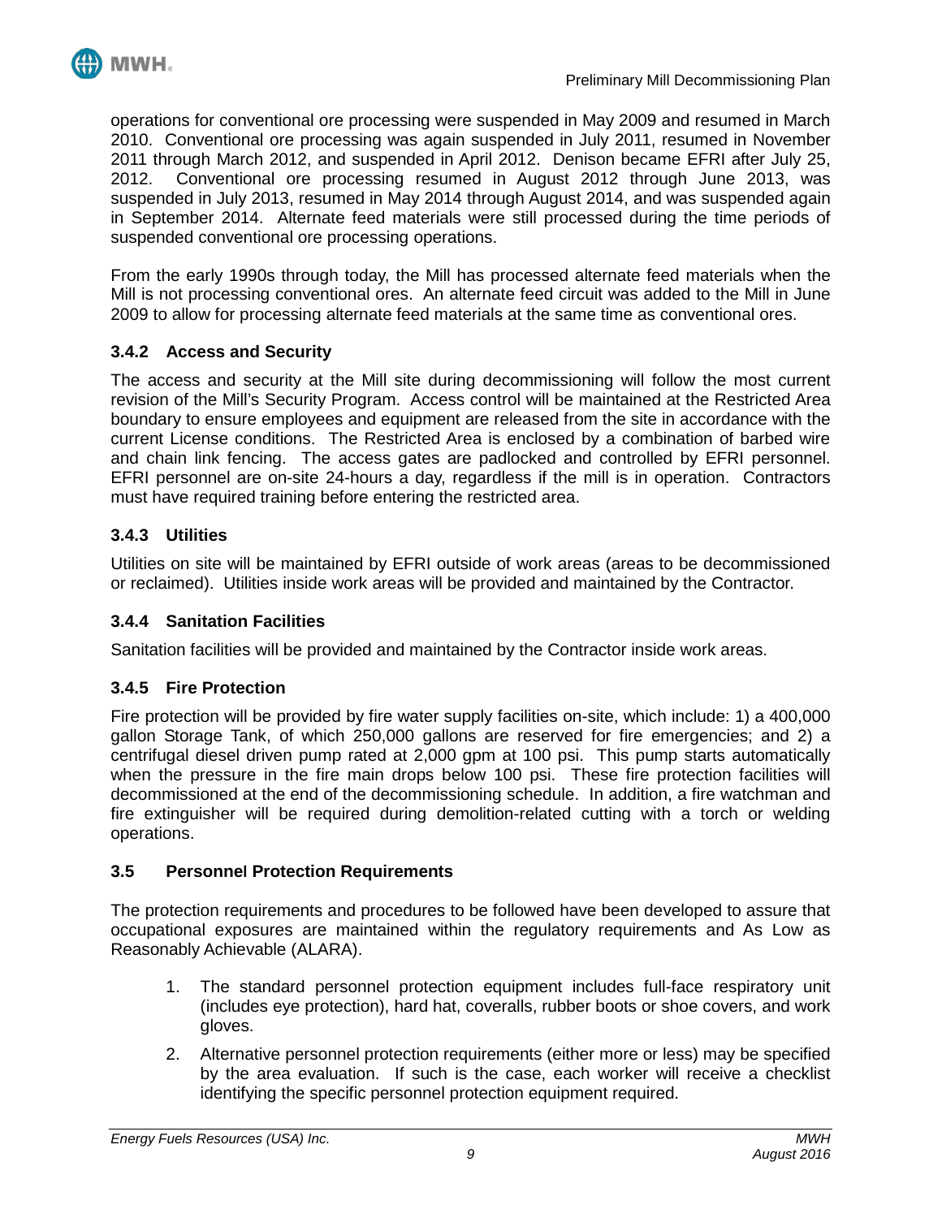operations for conventional ore processing were suspended in May 2009 and resumed in March 2010. Conventional ore processing was again suspended in July 2011, resumed in November 2011 through March 2012, and suspended in April 2012. Denison became EFRI after July 25, 2012. Conventional ore processing resumed in August 2012 through June 2013, was suspended in July 2013, resumed in May 2014 through August 2014, and was suspended again in September 2014. Alternate feed materials were still processed during the time periods of suspended conventional ore processing operations.

From the early 1990s through today, the Mill has processed alternate feed materials when the Mill is not processing conventional ores. An alternate feed circuit was added to the Mill in June 2009 to allow for processing alternate feed materials at the same time as conventional ores.

### 3.4.2 Access and Security

The access and security at the Mill site during decommissioning will follow the most current revision of the Mill's Security Program. Access control will be maintained at the Restricted Area boundary to ensure employees and equipment are released from the site in accordance with the current License conditions. The Restricted Area is enclosed by a combination of barbed wire and chain link fencing. The access gates are padlocked and controlled by EFRI personnel. EFRI personnel are on-site 24-hours a day, regardless if the mill is in operation. Contractors must have required training before entering the restricted area.

### 3.4.3 Utilities

Utilities on site will be maintained by EFRI outside of work areas (areas to be decommissioned or reclaimed). Utilities inside work areas will be provided and maintained by the Contractor.

### 3.4.4 Sanitation Facilities

Sanitation facilities will be provided and maintained by the Contractor inside work areas.

### 3.4.5 Fire Protection

Fire protection will be provided by fire water supply facilities on-site, which include: 1) a 400,000 gallon Storage Tank, of which 250,000 gallons are reserved for fire emergencies; and 2) a centrifugal diesel driven pump rated at 2,000 gpm at 100 psi. This pump starts automatically when the pressure in the fire main drops below 100 psi. These fire protection facilities will decommissioned at the end of the decommissioning schedule. In addition, a fire watchman and fire extinguisher will be required during demolition-related cutting with a torch or welding operations.

## 3.5 Personnel Protection Requirements

The protection requirements and procedures to be followed have been developed to assure that occupational exposures are maintained within the regulatory requirements and As Low as Reasonably Achievable (ALARA).

1. The standard personnel protection equipment includes full-face respiratory unit (includes eye protection), hard hat, coveralls, rubber boots or shoe covers, and work gloves.
2. Alternative personnel protection requirements (either more or less) may be specified by the area evaluation. If such is the case, each worker will receive a checklist identifying the specific personnel protection equipment required.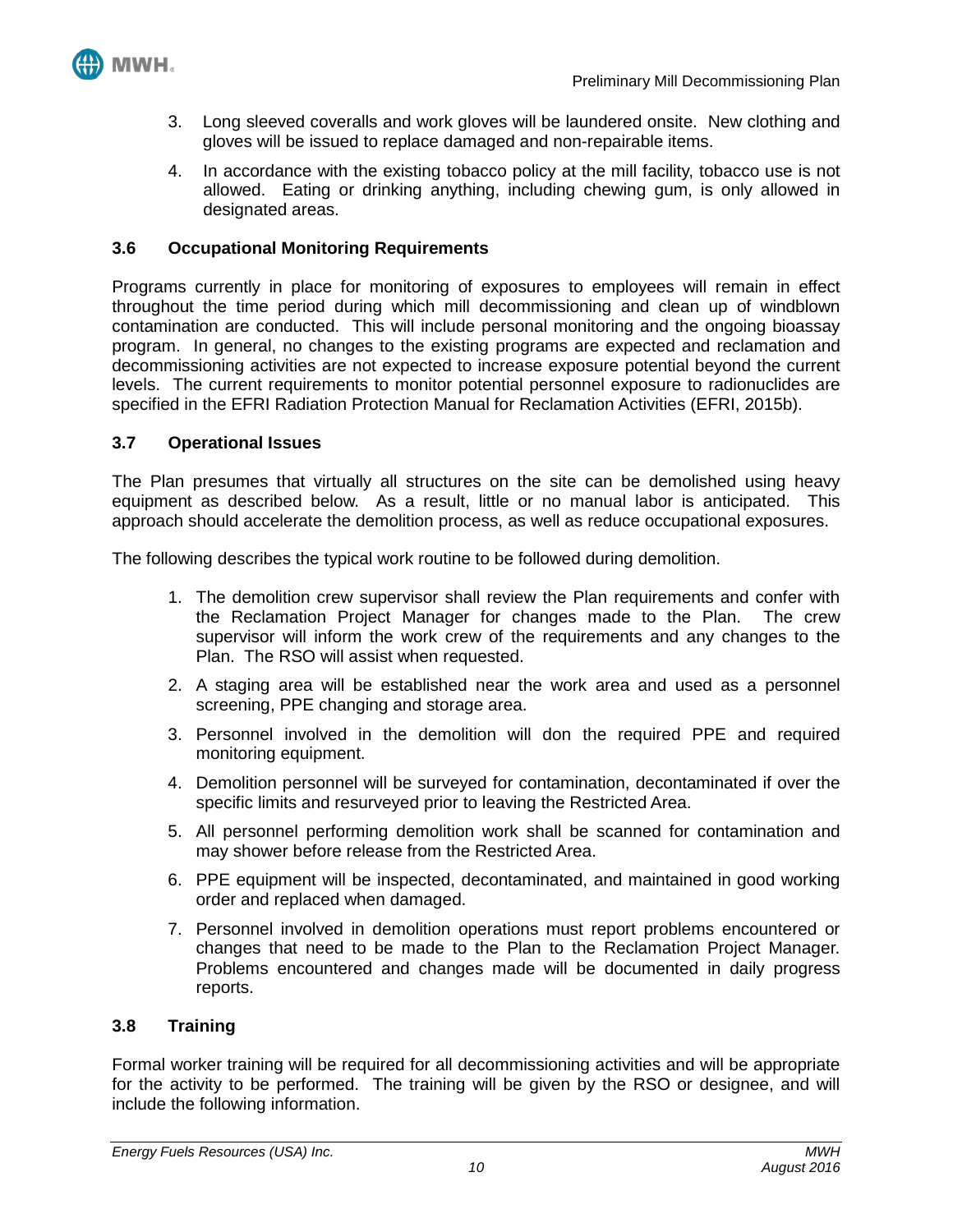3. Long sleeved coveralls and work gloves will be laundered onsite. New clothing and gloves will be issued to replace damaged and non-repairable items.

4. In accordance with the existing tobacco policy at the mill facility, tobacco use is not allowed. Eating or drinking anything, including chewing gum, is only allowed in designated areas.

### 3.6 Occupational Monitoring Requirements

Programs currently in place for monitoring of exposures to employees will remain in effect throughout the time period during which mill decommissioning and clean up of windblown contamination are conducted. This will include personal monitoring and the ongoing bioassay program. In general, no changes to the existing programs are expected and reclamation and decommissioning activities are not expected to increase exposure potential beyond the current levels. The current requirements to monitor potential personnel exposure to radionuclides are specified in the EFRI Radiation Protection Manual for Reclamation Activities (EFRI, 2015b).

### 3.7 Operational Issues

The Plan presumes that virtually all structures on the site can be demolished using heavy equipment as described below. As a result, little or no manual labor is anticipated. This approach should accelerate the demolition process, as well as reduce occupational exposures.

The following describes the typical work routine to be followed during demolition.

1. The demolition crew supervisor shall review the Plan requirements and confer with the Reclamation Project Manager for changes made to the Plan. The crew supervisor will inform the work crew of the requirements and any changes to the Plan. The RSO will assist when requested.
2. A staging area will be established near the work area and used as a personnel screening, PPE changing and storage area.
3. Personnel involved in the demolition will don the required PPE and required monitoring equipment.
4. Demolition personnel will be surveyed for contamination, decontaminated if over the specific limits and resurveyed prior to leaving the Restricted Area.
5. All personnel performing demolition work shall be scanned for contamination and may shower before release from the Restricted Area.
6. PPE equipment will be inspected, decontaminated, and maintained in good working order and replaced when damaged.
7. Personnel involved in demolition operations must report problems encountered or changes that need to be made to the Plan to the Reclamation Project Manager. Problems encountered and changes made will be documented in daily progress reports.

### 3.8 Training

Formal worker training will be required for all decommissioning activities and will be appropriate for the activity to be performed. The training will be given by the RSO or designee, and will include the following information.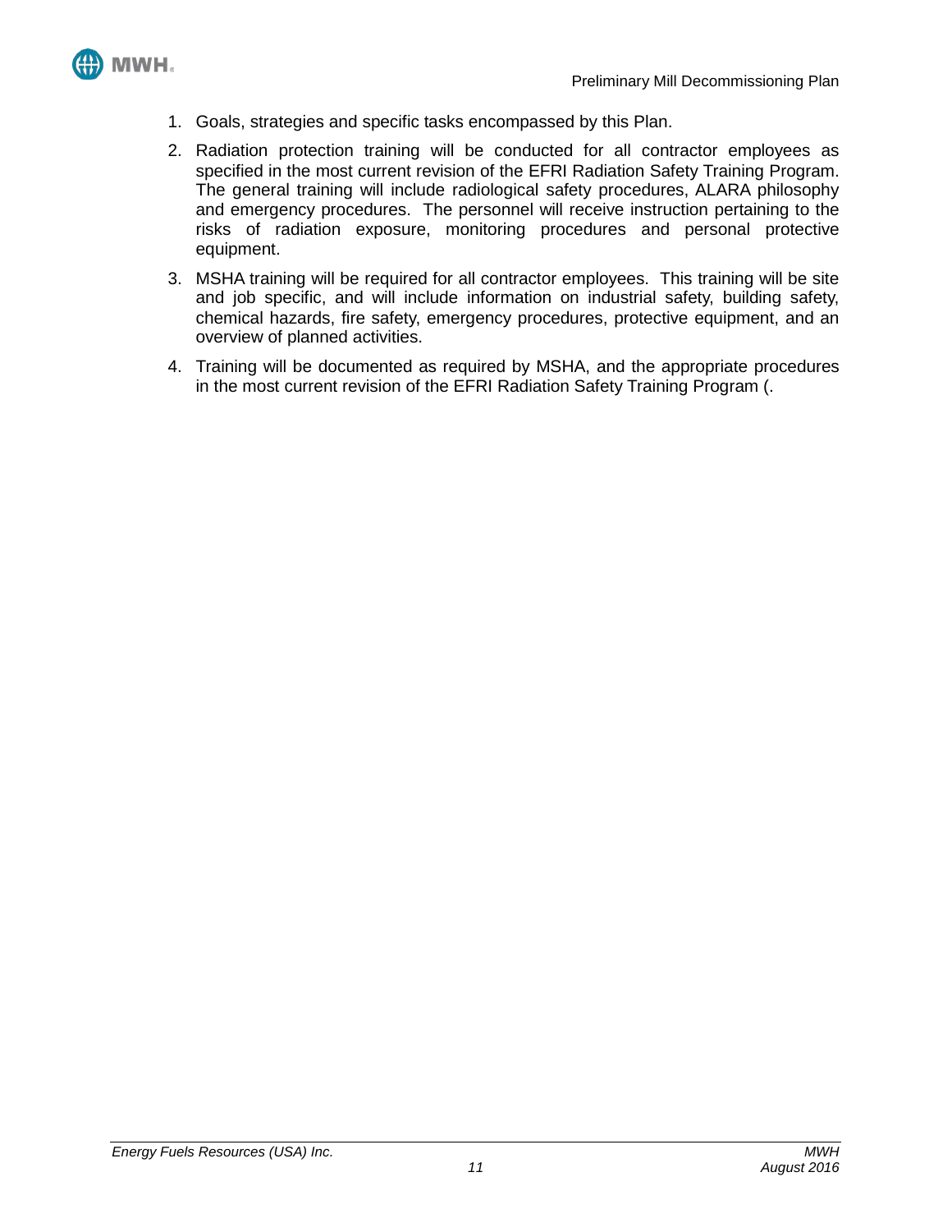1. Goals, strategies and specific tasks encompassed by this Plan.
2. Radiation protection training will be conducted for all contractor employees as specified in the most current revision of the EFRI Radiation Safety Training Program. The general training will include radiological safety procedures, ALARA philosophy and emergency procedures. The personnel will receive instruction pertaining to the risks of radiation exposure, monitoring procedures and personal protective equipment.
3. MSHA training will be required for all contractor employees. This training will be site and job specific, and will include information on industrial safety, building safety, chemical hazards, fire safety, emergency procedures, protective equipment, and an overview of planned activities.
4. Training will be documented as required by MSHA, and the appropriate procedures in the most current revision of the EFRI Radiation Safety Training Program (.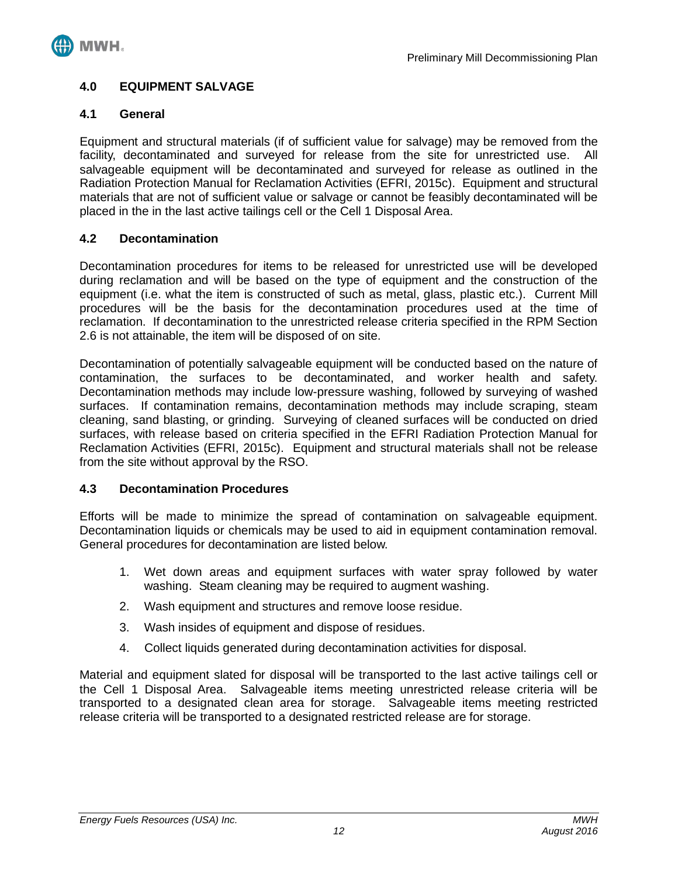## 4.0 EQUIPMENT SALVAGE

### 4.1 General

Equipment and structural materials (if of sufficient value for salvage) may be removed from the facility, decontaminated and surveyed for release from the site for unrestricted use. All salvageable equipment will be decontaminated and surveyed for release as outlined in the Radiation Protection Manual for Reclamation Activities (EFRI, 2015c). Equipment and structural materials that are not of sufficient value or salvage or cannot be feasibly decontaminated will be placed in the in the last active tailings cell or the Cell 1 Disposal Area.

### 4.2 Decontamination

Decontamination procedures for items to be released for unrestricted use will be developed during reclamation and will be based on the type of equipment and the construction of the equipment (i.e. what the item is constructed of such as metal, glass, plastic etc.). Current Mill procedures will be the basis for the decontamination procedures used at the time of reclamation. If decontamination to the unrestricted release criteria specified in the RPM Section 2.6 is not attainable, the item will be disposed of on site.

Decontamination of potentially salvageable equipment will be conducted based on the nature of contamination, the surfaces to be decontaminated, and worker health and safety. Decontamination methods may include low-pressure washing, followed by surveying of washed surfaces. If contamination remains, decontamination methods may include scraping, steam cleaning, sand blasting, or grinding. Surveying of cleaned surfaces will be conducted on dried surfaces, with release based on criteria specified in the EFRI Radiation Protection Manual for Reclamation Activities (EFRI, 2015c). Equipment and structural materials shall not be release from the site without approval by the RSO.

### 4.3 Decontamination Procedures

Efforts will be made to minimize the spread of contamination on salvageable equipment. Decontamination liquids or chemicals may be used to aid in equipment contamination removal. General procedures for decontamination are listed below.

1. Wet down areas and equipment surfaces with water spray followed by water washing. Steam cleaning may be required to augment washing.
2. Wash equipment and structures and remove loose residue.
3. Wash insides of equipment and dispose of residues.
4. Collect liquids generated during decontamination activities for disposal.

Material and equipment slated for disposal will be transported to the last active tailings cell or the Cell 1 Disposal Area. Salvageable items meeting unrestricted release criteria will be transported to a designated clean area for storage. Salvageable items meeting restricted release criteria will be transported to a designated restricted release are for storage.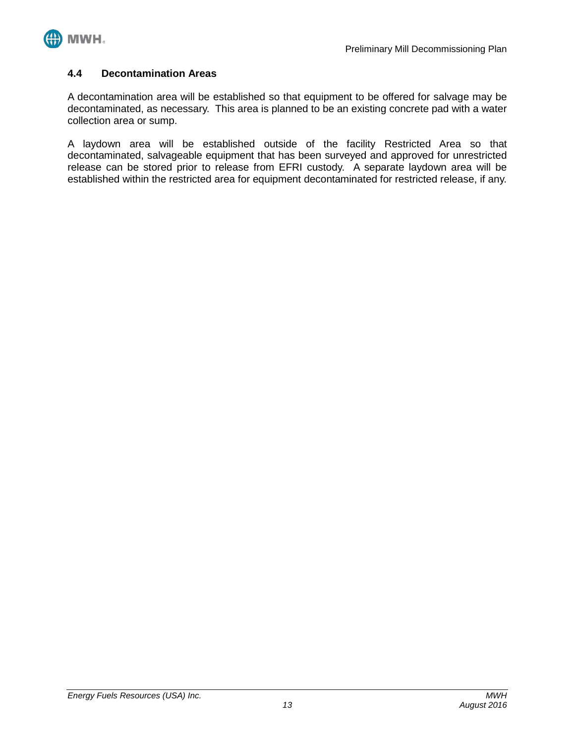### 4.4 Decontamination Areas

A decontamination area will be established so that equipment to be offered for salvage may be decontaminated, as necessary. This area is planned to be an existing concrete pad with a water collection area or sump.

A laydown area will be established outside of the facility Restricted Area so that decontaminated, salvageable equipment that has been surveyed and approved for unrestricted release can be stored prior to release from EFRI custody. A separate laydown area will be established within the restricted area for equipment decontaminated for restricted release, if any.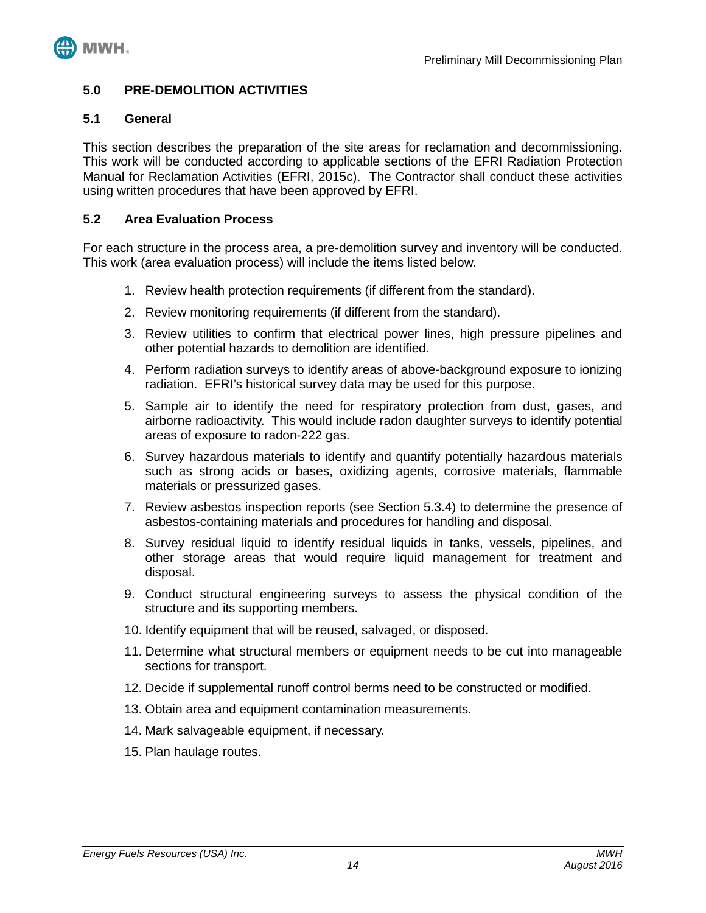## 5.0 PRE-DEMOLITION ACTIVITIES

### 5.1 General

This section describes the preparation of the site areas for reclamation and decommissioning. This work will be conducted according to applicable sections of the EFRI Radiation Protection Manual for Reclamation Activities (EFRI, 2015c). The Contractor shall conduct these activities using written procedures that have been approved by EFRI.

### 5.2 Area Evaluation Process

For each structure in the process area, a pre-demolition survey and inventory will be conducted. This work (area evaluation process) will include the items listed below.

1. Review health protection requirements (if different from the standard).
2. Review monitoring requirements (if different from the standard).
3. Review utilities to confirm that electrical power lines, high pressure pipelines and other potential hazards to demolition are identified.
4. Perform radiation surveys to identify areas of above-background exposure to ionizing radiation. EFRI's historical survey data may be used for this purpose.
5. Sample air to identify the need for respiratory protection from dust, gases, and airborne radioactivity. This would include radon daughter surveys to identify potential areas of exposure to radon-222 gas.
6. Survey hazardous materials to identify and quantify potentially hazardous materials such as strong acids or bases, oxidizing agents, corrosive materials, flammable materials or pressurized gases.
7. Review asbestos inspection reports (see Section 5.3.4) to determine the presence of asbestos-containing materials and procedures for handling and disposal.
8. Survey residual liquid to identify residual liquids in tanks, vessels, pipelines, and other storage areas that would require liquid management for treatment and disposal.
9. Conduct structural engineering surveys to assess the physical condition of the structure and its supporting members.
10. Identify equipment that will be reused, salvaged, or disposed.
11. Determine what structural members or equipment needs to be cut into manageable sections for transport.
12. Decide if supplemental runoff control berms need to be constructed or modified.
13. Obtain area and equipment contamination measurements.
14. Mark salvageable equipment, if necessary.
15. Plan haulage routes.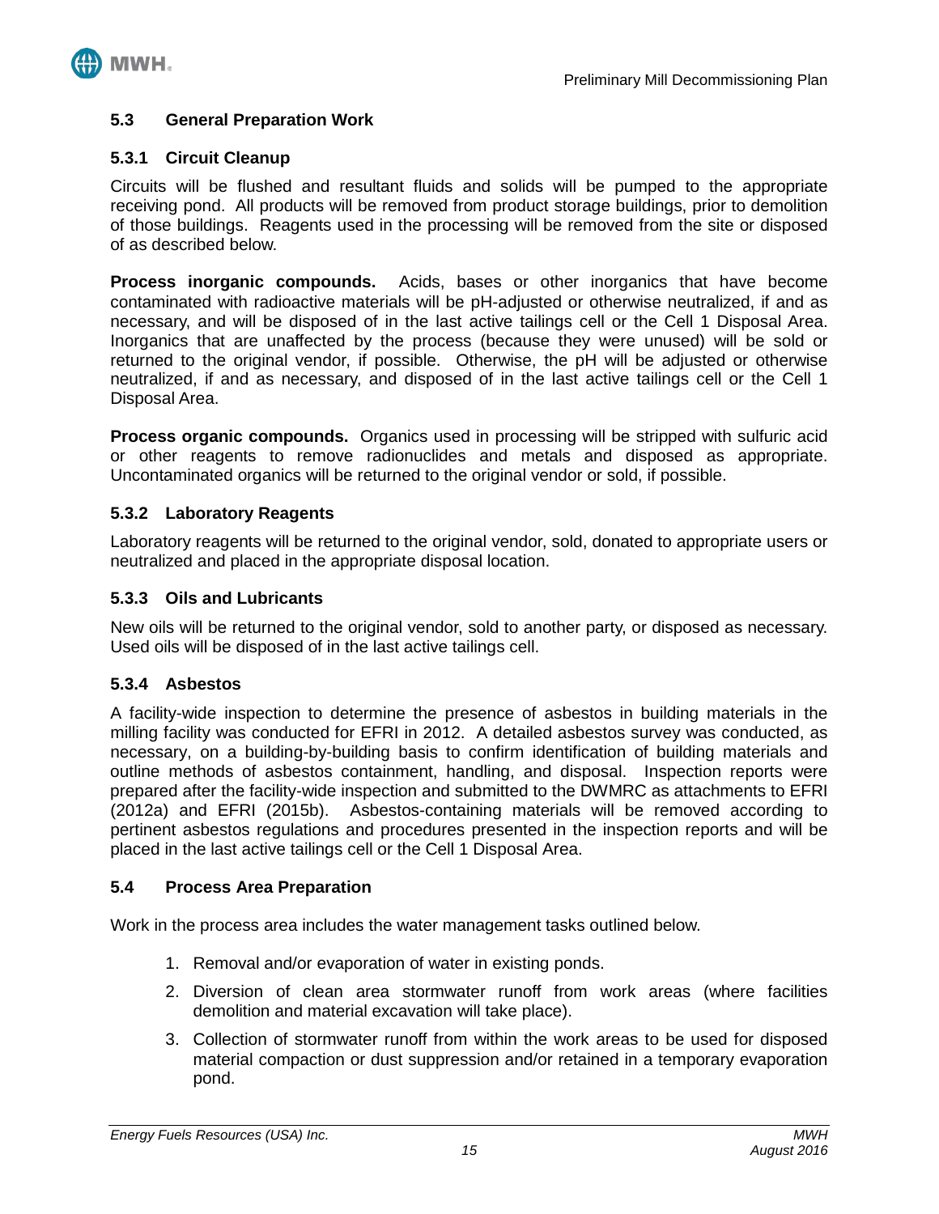## 5.3 General Preparation Work

### 5.3.1 Circuit Cleanup

Circuits will be flushed and resultant fluids and solids will be pumped to the appropriate receiving pond. All products will be removed from product storage buildings, prior to demolition of those buildings. Reagents used in the processing will be removed from the site or disposed of as described below.

**Process inorganic compounds.** Acids, bases or other inorganics that have become contaminated with radioactive materials will be pH-adjusted or otherwise neutralized, if and as necessary, and will be disposed of in the last active tailings cell or the Cell 1 Disposal Area. Inorganics that are unaffected by the process (because they were unused) will be sold or returned to the original vendor, if possible. Otherwise, the pH will be adjusted or otherwise neutralized, if and as necessary, and disposed of in the last active tailings cell or the Cell 1 Disposal Area.

**Process organic compounds.** Organics used in processing will be stripped with sulfuric acid or other reagents to remove radionuclides and metals and disposed as appropriate. Uncontaminated organics will be returned to the original vendor or sold, if possible.

### 5.3.2 Laboratory Reagents

Laboratory reagents will be returned to the original vendor, sold, donated to appropriate users or neutralized and placed in the appropriate disposal location.

### 5.3.3 Oils and Lubricants

New oils will be returned to the original vendor, sold to another party, or disposed as necessary. Used oils will be disposed of in the last active tailings cell.

### 5.3.4 Asbestos

A facility-wide inspection to determine the presence of asbestos in building materials in the milling facility was conducted for EFRI in 2012. A detailed asbestos survey was conducted, as necessary, on a building-by-building basis to confirm identification of building materials and outline methods of asbestos containment, handling, and disposal. Inspection reports were prepared after the facility-wide inspection and submitted to the DWMRC as attachments to EFRI (2012a) and EFRI (2015b). Asbestos-containing materials will be removed according to pertinent asbestos regulations and procedures presented in the inspection reports and will be placed in the last active tailings cell or the Cell 1 Disposal Area.

## 5.4 Process Area Preparation

Work in the process area includes the water management tasks outlined below.

1. Removal and/or evaporation of water in existing ponds.
2. Diversion of clean area stormwater runoff from work areas (where facilities demolition and material excavation will take place).
3. Collection of stormwater runoff from within the work areas to be used for disposed material compaction or dust suppression and/or retained in a temporary evaporation pond.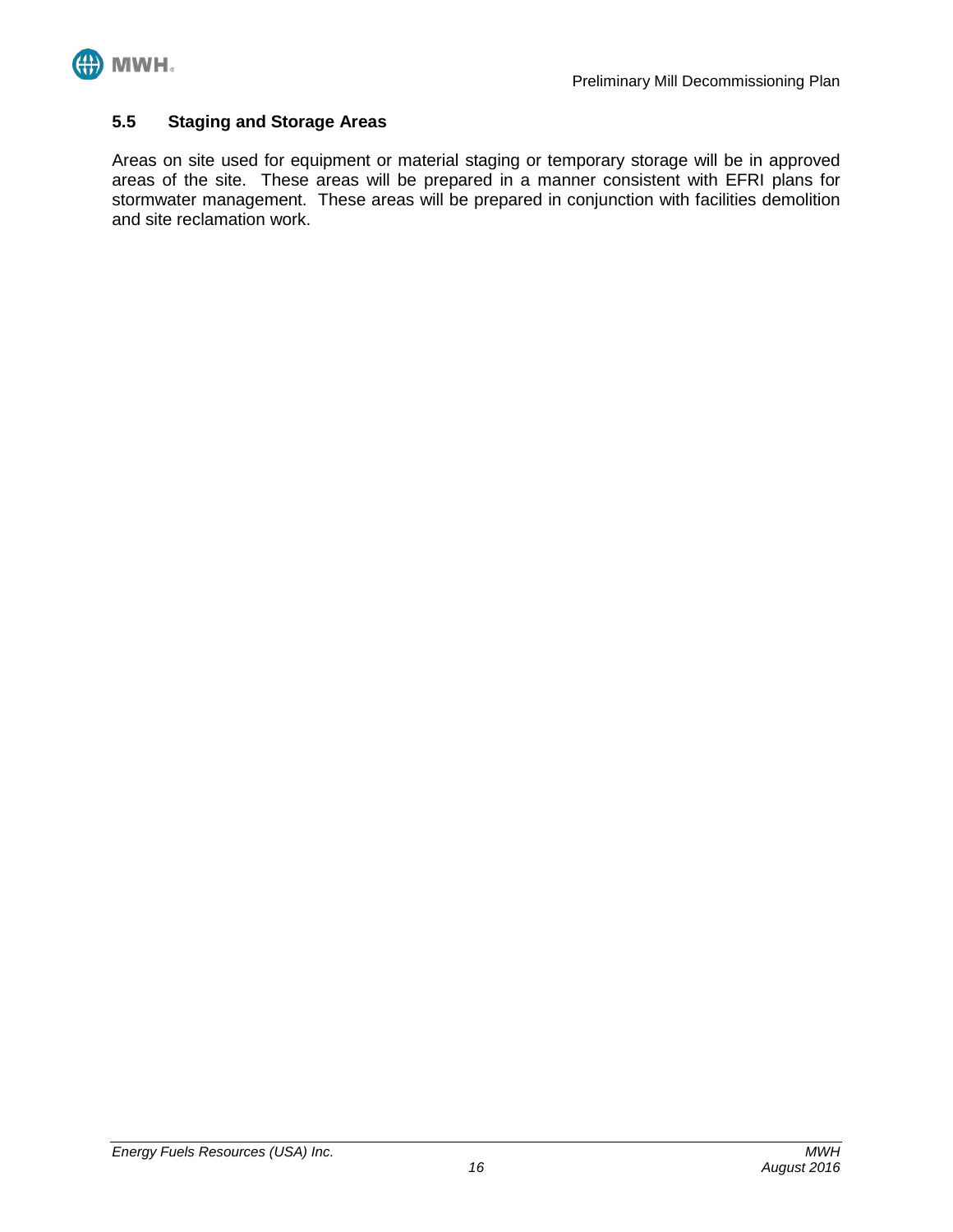### 5.5 Staging and Storage Areas

Areas on site used for equipment or material staging or temporary storage will be in approved areas of the site. These areas will be prepared in a manner consistent with EFRI plans for stormwater management. These areas will be prepared in conjunction with facilities demolition and site reclamation work.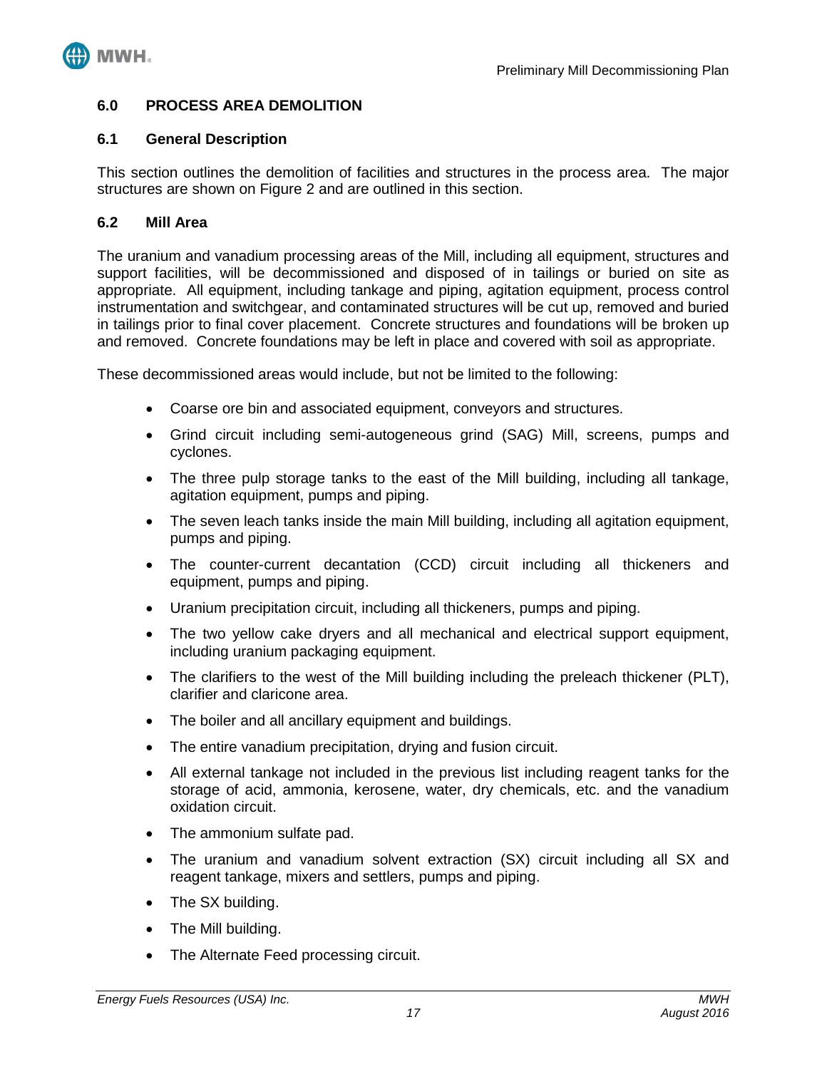## 6.0 PROCESS AREA DEMOLITION

### 6.1 General Description

This section outlines the demolition of facilities and structures in the process area. The major structures are shown on Figure 2 and are outlined in this section.

### 6.2 Mill Area

The uranium and vanadium processing areas of the Mill, including all equipment, structures and support facilities, will be decommissioned and disposed of in tailings or buried on site as appropriate. All equipment, including tankage and piping, agitation equipment, process control instrumentation and switchgear, and contaminated structures will be cut up, removed and buried in tailings prior to final cover placement. Concrete structures and foundations will be broken up and removed. Concrete foundations may be left in place and covered with soil as appropriate.

These decommissioned areas would include, but not be limited to the following:

- Coarse ore bin and associated equipment, conveyors and structures.
- Grind circuit including semi-autogeneous grind (SAG) Mill, screens, pumps and cyclones.
- The three pulp storage tanks to the east of the Mill building, including all tankage, agitation equipment, pumps and piping.
- The seven leach tanks inside the main Mill building, including all agitation equipment, pumps and piping.
- The counter-current decantation (CCD) circuit including all thickeners and equipment, pumps and piping.
- Uranium precipitation circuit, including all thickeners, pumps and piping.
- The two yellow cake dryers and all mechanical and electrical support equipment, including uranium packaging equipment.
- The clarifiers to the west of the Mill building including the preleach thickener (PLT), clarifier and claricone area.
- The boiler and all ancillary equipment and buildings.
- The entire vanadium precipitation, drying and fusion circuit.
- All external tankage not included in the previous list including reagent tanks for the storage of acid, ammonia, kerosene, water, dry chemicals, etc. and the vanadium oxidation circuit.
- The ammonium sulfate pad.
- The uranium and vanadium solvent extraction (SX) circuit including all SX and reagent tankage, mixers and settlers, pumps and piping.
- The SX building.
- The Mill building.
- The Alternate Feed processing circuit.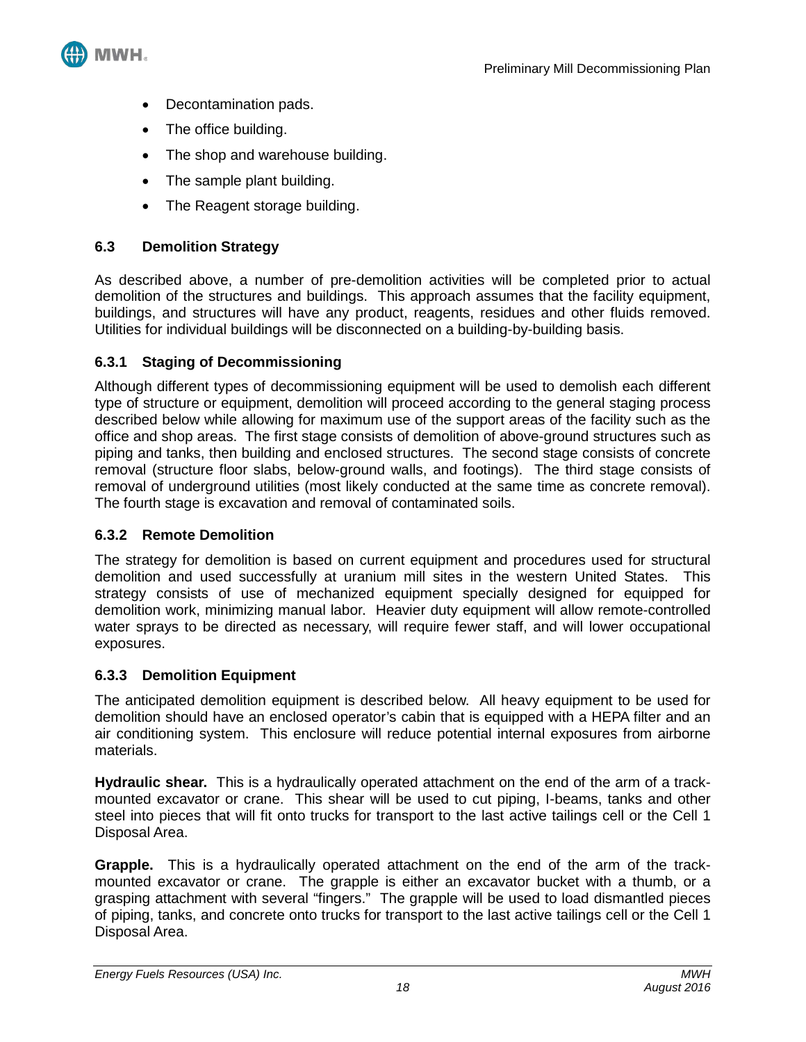- Decontamination pads.
- The office building.
- The shop and warehouse building.
- The sample plant building.
- The Reagent storage building.

## 6.3 Demolition Strategy

As described above, a number of pre-demolition activities will be completed prior to actual demolition of the structures and buildings. This approach assumes that the facility equipment, buildings, and structures will have any product, reagents, residues and other fluids removed. Utilities for individual buildings will be disconnected on a building-by-building basis.

### 6.3.1 Staging of Decommissioning

Although different types of decommissioning equipment will be used to demolish each different type of structure or equipment, demolition will proceed according to the general staging process described below while allowing for maximum use of the support areas of the facility such as the office and shop areas. The first stage consists of demolition of above-ground structures such as piping and tanks, then building and enclosed structures. The second stage consists of concrete removal (structure floor slabs, below-ground walls, and footings). The third stage consists of removal of underground utilities (most likely conducted at the same time as concrete removal). The fourth stage is excavation and removal of contaminated soils.

### 6.3.2 Remote Demolition

The strategy for demolition is based on current equipment and procedures used for structural demolition and used successfully at uranium mill sites in the western United States. This strategy consists of use of mechanized equipment specially designed for equipped for demolition work, minimizing manual labor. Heavier duty equipment will allow remote-controlled water sprays to be directed as necessary, will require fewer staff, and will lower occupational exposures.

### 6.3.3 Demolition Equipment

The anticipated demolition equipment is described below. All heavy equipment to be used for demolition should have an enclosed operator's cabin that is equipped with a HEPA filter and an air conditioning system. This enclosure will reduce potential internal exposures from airborne materials.

**Hydraulic shear.** This is a hydraulically operated attachment on the end of the arm of a track-mounted excavator or crane. This shear will be used to cut piping, I-beams, tanks and other steel into pieces that will fit onto trucks for transport to the last active tailings cell or the Cell 1 Disposal Area.

**Grapple.** This is a hydraulically operated attachment on the end of the arm of the track-mounted excavator or crane. The grapple is either an excavator bucket with a thumb, or a grasping attachment with several "fingers." The grapple will be used to load dismantled pieces of piping, tanks, and concrete onto trucks for transport to the last active tailings cell or the Cell 1 Disposal Area.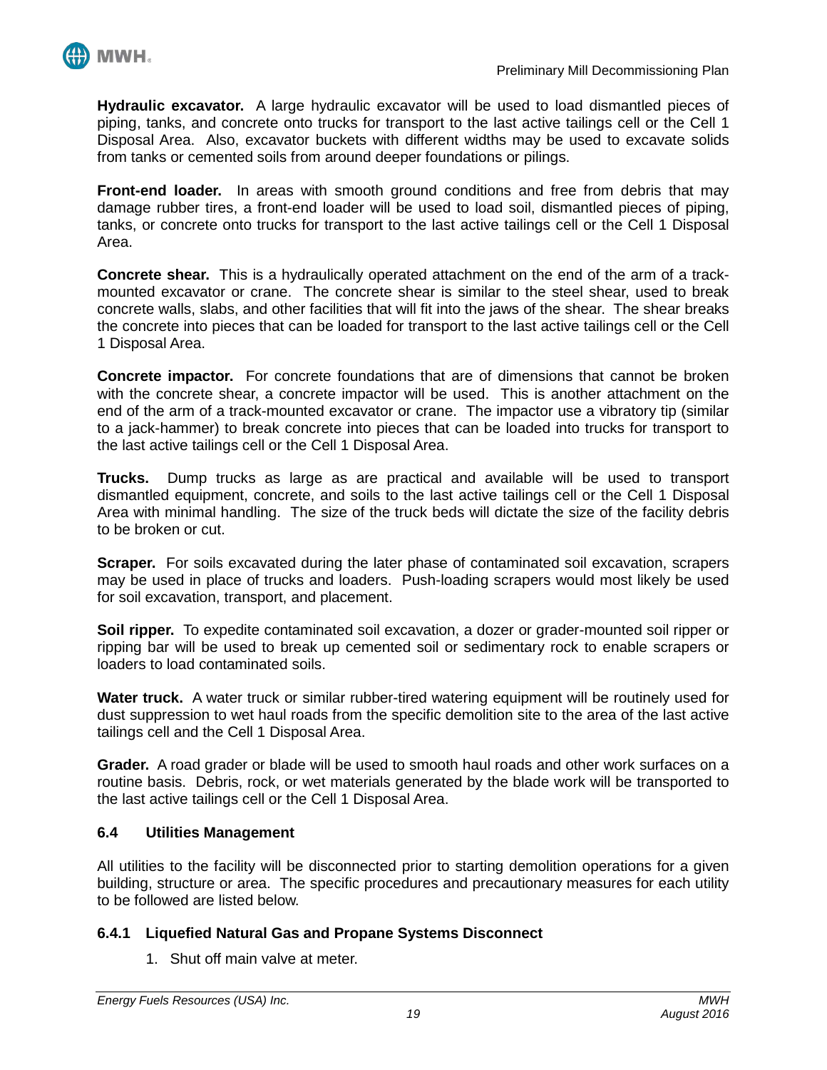**Hydraulic excavator.** A large hydraulic excavator will be used to load dismantled pieces of piping, tanks, and concrete onto trucks for transport to the last active tailings cell or the Cell 1 Disposal Area. Also, excavator buckets with different widths may be used to excavate solids from tanks or cemented soils from around deeper foundations or pilings.

**Front-end loader.** In areas with smooth ground conditions and free from debris that may damage rubber tires, a front-end loader will be used to load soil, dismantled pieces of piping, tanks, or concrete onto trucks for transport to the last active tailings cell or the Cell 1 Disposal Area.

**Concrete shear.** This is a hydraulically operated attachment on the end of the arm of a track-mounted excavator or crane. The concrete shear is similar to the steel shear, used to break concrete walls, slabs, and other facilities that will fit into the jaws of the shear. The shear breaks the concrete into pieces that can be loaded for transport to the last active tailings cell or the Cell 1 Disposal Area.

**Concrete impactor.** For concrete foundations that are of dimensions that cannot be broken with the concrete shear, a concrete impactor will be used. This is another attachment on the end of the arm of a track-mounted excavator or crane. The impactor use a vibratory tip (similar to a jack-hammer) to break concrete into pieces that can be loaded into trucks for transport to the last active tailings cell or the Cell 1 Disposal Area.

**Trucks.** Dump trucks as large as are practical and available will be used to transport dismantled equipment, concrete, and soils to the last active tailings cell or the Cell 1 Disposal Area with minimal handling. The size of the truck beds will dictate the size of the facility debris to be broken or cut.

**Scraper.** For soils excavated during the later phase of contaminated soil excavation, scrapers may be used in place of trucks and loaders. Push-loading scrapers would most likely be used for soil excavation, transport, and placement.

**Soil ripper.** To expedite contaminated soil excavation, a dozer or grader-mounted soil ripper or ripping bar will be used to break up cemented soil or sedimentary rock to enable scrapers or loaders to load contaminated soils.

**Water truck.** A water truck or similar rubber-tired watering equipment will be routinely used for dust suppression to wet haul roads from the specific demolition site to the area of the last active tailings cell and the Cell 1 Disposal Area.

**Grader.** A road grader or blade will be used to smooth haul roads and other work surfaces on a routine basis. Debris, rock, or wet materials generated by the blade work will be transported to the last active tailings cell or the Cell 1 Disposal Area.

### 6.4 Utilities Management

All utilities to the facility will be disconnected prior to starting demolition operations for a given building, structure or area. The specific procedures and precautionary measures for each utility to be followed are listed below.

#### 6.4.1 Liquefied Natural Gas and Propane Systems Disconnect

1. Shut off main valve at meter.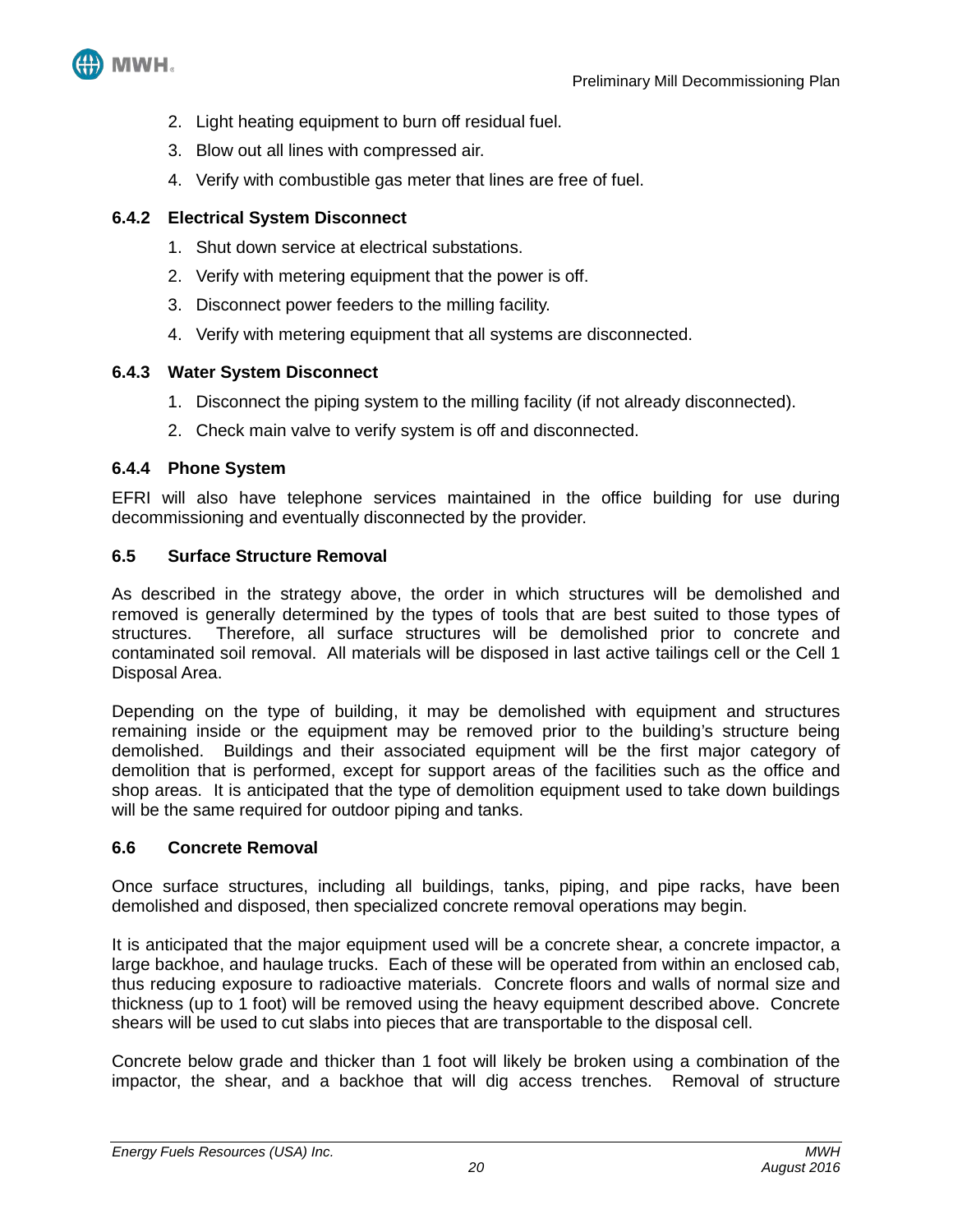2. Light heating equipment to burn off residual fuel.
3. Blow out all lines with compressed air.
4. Verify with combustible gas meter that lines are free of fuel.

### 6.4.2 Electrical System Disconnect

1. Shut down service at electrical substations.
2. Verify with metering equipment that the power is off.
3. Disconnect power feeders to the milling facility.
4. Verify with metering equipment that all systems are disconnected.

### 6.4.3 Water System Disconnect

1. Disconnect the piping system to the milling facility (if not already disconnected).
2. Check main valve to verify system is off and disconnected.

### 6.4.4 Phone System

EFRI will also have telephone services maintained in the office building for use during decommissioning and eventually disconnected by the provider.

## 6.5 Surface Structure Removal

As described in the strategy above, the order in which structures will be demolished and removed is generally determined by the types of tools that are best suited to those types of structures. Therefore, all surface structures will be demolished prior to concrete and contaminated soil removal. All materials will be disposed in last active tailings cell or the Cell 1 Disposal Area.

Depending on the type of building, it may be demolished with equipment and structures remaining inside or the equipment may be removed prior to the building's structure being demolished. Buildings and their associated equipment will be the first major category of demolition that is performed, except for support areas of the facilities such as the office and shop areas. It is anticipated that the type of demolition equipment used to take down buildings will be the same required for outdoor piping and tanks.

## 6.6 Concrete Removal

Once surface structures, including all buildings, tanks, piping, and pipe racks, have been demolished and disposed, then specialized concrete removal operations may begin.

It is anticipated that the major equipment used will be a concrete shear, a concrete impactor, a large backhoe, and haulage trucks. Each of these will be operated from within an enclosed cab, thus reducing exposure to radioactive materials. Concrete floors and walls of normal size and thickness (up to 1 foot) will be removed using the heavy equipment described above. Concrete shears will be used to cut slabs into pieces that are transportable to the disposal cell.

Concrete below grade and thicker than 1 foot will likely be broken using a combination of the impactor, the shear, and a backhoe that will dig access trenches. Removal of structure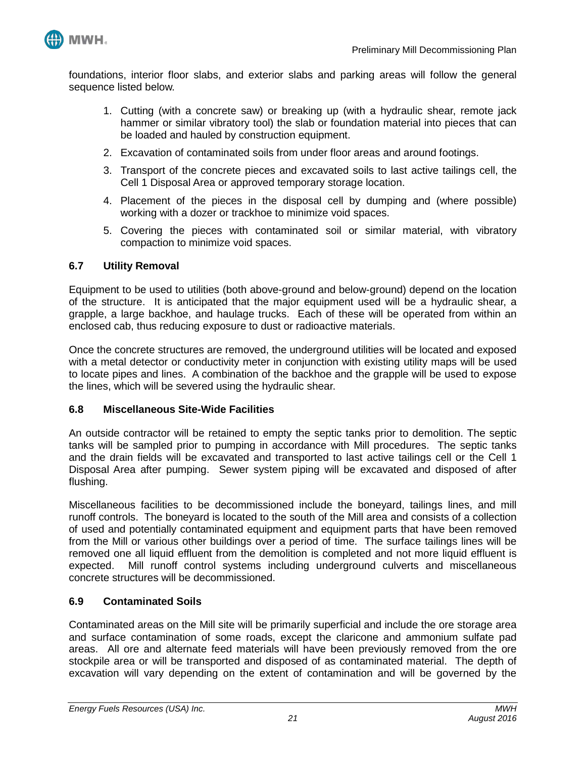foundations, interior floor slabs, and exterior slabs and parking areas will follow the general sequence listed below.

1. Cutting (with a concrete saw) or breaking up (with a hydraulic shear, remote jack hammer or similar vibratory tool) the slab or foundation material into pieces that can be loaded and hauled by construction equipment.
2. Excavation of contaminated soils from under floor areas and around footings.
3. Transport of the concrete pieces and excavated soils to last active tailings cell, the Cell 1 Disposal Area or approved temporary storage location.
4. Placement of the pieces in the disposal cell by dumping and (where possible) working with a dozer or trackhoe to minimize void spaces.
5. Covering the pieces with contaminated soil or similar material, with vibratory compaction to minimize void spaces.

### 6.7 Utility Removal

Equipment to be used to utilities (both above-ground and below-ground) depend on the location of the structure. It is anticipated that the major equipment used will be a hydraulic shear, a grapple, a large backhoe, and haulage trucks. Each of these will be operated from within an enclosed cab, thus reducing exposure to dust or radioactive materials.

Once the concrete structures are removed, the underground utilities will be located and exposed with a metal detector or conductivity meter in conjunction with existing utility maps will be used to locate pipes and lines. A combination of the backhoe and the grapple will be used to expose the lines, which will be severed using the hydraulic shear.

### 6.8 Miscellaneous Site-Wide Facilities

An outside contractor will be retained to empty the septic tanks prior to demolition. The septic tanks will be sampled prior to pumping in accordance with Mill procedures. The septic tanks and the drain fields will be excavated and transported to last active tailings cell or the Cell 1 Disposal Area after pumping. Sewer system piping will be excavated and disposed of after flushing.

Miscellaneous facilities to be decommissioned include the boneyard, tailings lines, and mill runoff controls. The boneyard is located to the south of the Mill area and consists of a collection of used and potentially contaminated equipment and equipment parts that have been removed from the Mill or various other buildings over a period of time. The surface tailings lines will be removed one all liquid effluent from the demolition is completed and not more liquid effluent is expected. Mill runoff control systems including underground culverts and miscellaneous concrete structures will be decommissioned.

### 6.9 Contaminated Soils

Contaminated areas on the Mill site will be primarily superficial and include the ore storage area and surface contamination of some roads, except the claricone and ammonium sulfate pad areas. All ore and alternate feed materials will have been previously removed from the ore stockpile area or will be transported and disposed of as contaminated material. The depth of excavation will vary depending on the extent of contamination and will be governed by the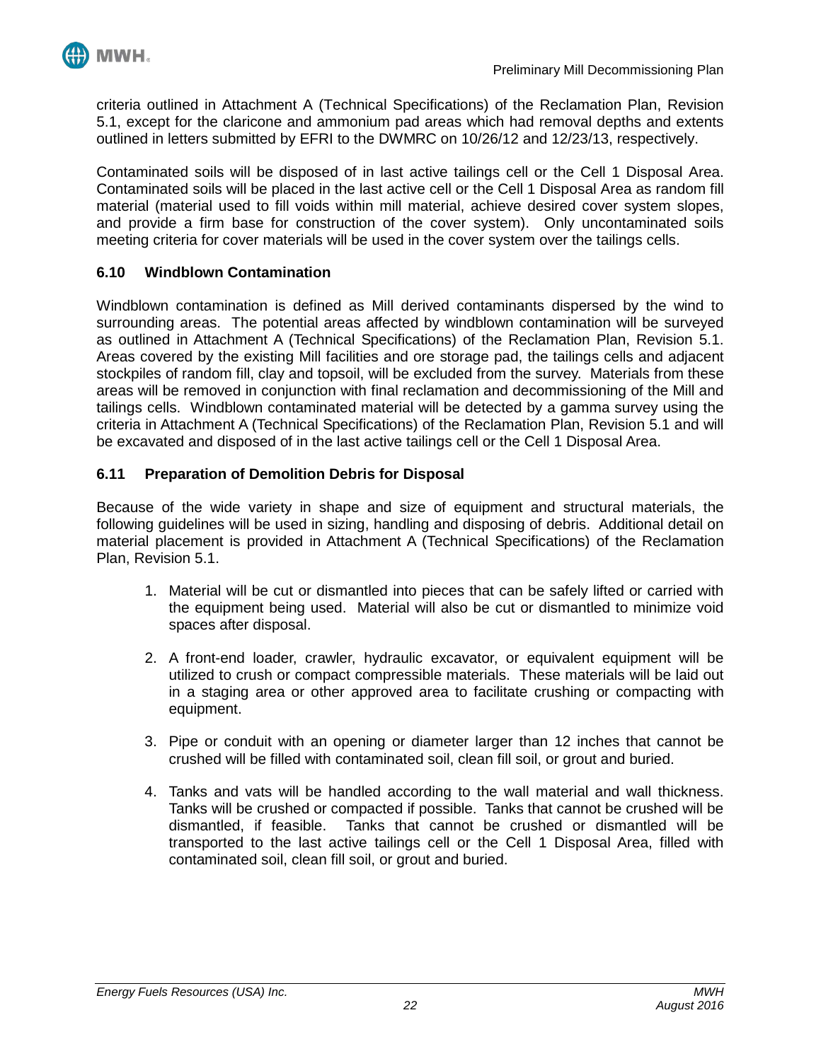criteria outlined in Attachment A (Technical Specifications) of the Reclamation Plan, Revision 5.1, except for the claricone and ammonium pad areas which had removal depths and extents outlined in letters submitted by EFRI to the DWMRC on 10/26/12 and 12/23/13, respectively.

Contaminated soils will be disposed of in last active tailings cell or the Cell 1 Disposal Area. Contaminated soils will be placed in the last active cell or the Cell 1 Disposal Area as random fill material (material used to fill voids within mill material, achieve desired cover system slopes, and provide a firm base for construction of the cover system). Only uncontaminated soils meeting criteria for cover materials will be used in the cover system over the tailings cells.

### 6.10 Windblown Contamination

Windblown contamination is defined as Mill derived contaminants dispersed by the wind to surrounding areas. The potential areas affected by windblown contamination will be surveyed as outlined in Attachment A (Technical Specifications) of the Reclamation Plan, Revision 5.1. Areas covered by the existing Mill facilities and ore storage pad, the tailings cells and adjacent stockpiles of random fill, clay and topsoil, will be excluded from the survey. Materials from these areas will be removed in conjunction with final reclamation and decommissioning of the Mill and tailings cells. Windblown contaminated material will be detected by a gamma survey using the criteria in Attachment A (Technical Specifications) of the Reclamation Plan, Revision 5.1 and will be excavated and disposed of in the last active tailings cell or the Cell 1 Disposal Area.

### 6.11 Preparation of Demolition Debris for Disposal

Because of the wide variety in shape and size of equipment and structural materials, the following guidelines will be used in sizing, handling and disposing of debris. Additional detail on material placement is provided in Attachment A (Technical Specifications) of the Reclamation Plan, Revision 5.1.

1. Material will be cut or dismantled into pieces that can be safely lifted or carried with the equipment being used. Material will also be cut or dismantled to minimize void spaces after disposal.

2. A front-end loader, crawler, hydraulic excavator, or equivalent equipment will be utilized to crush or compact compressible materials. These materials will be laid out in a staging area or other approved area to facilitate crushing or compacting with equipment.

3. Pipe or conduit with an opening or diameter larger than 12 inches that cannot be crushed will be filled with contaminated soil, clean fill soil, or grout and buried.

4. Tanks and vats will be handled according to the wall material and wall thickness. Tanks will be crushed or compacted if possible. Tanks that cannot be crushed will be dismantled, if feasible. Tanks that cannot be crushed or dismantled will be transported to the last active tailings cell or the Cell 1 Disposal Area, filled with contaminated soil, clean fill soil, or grout and buried.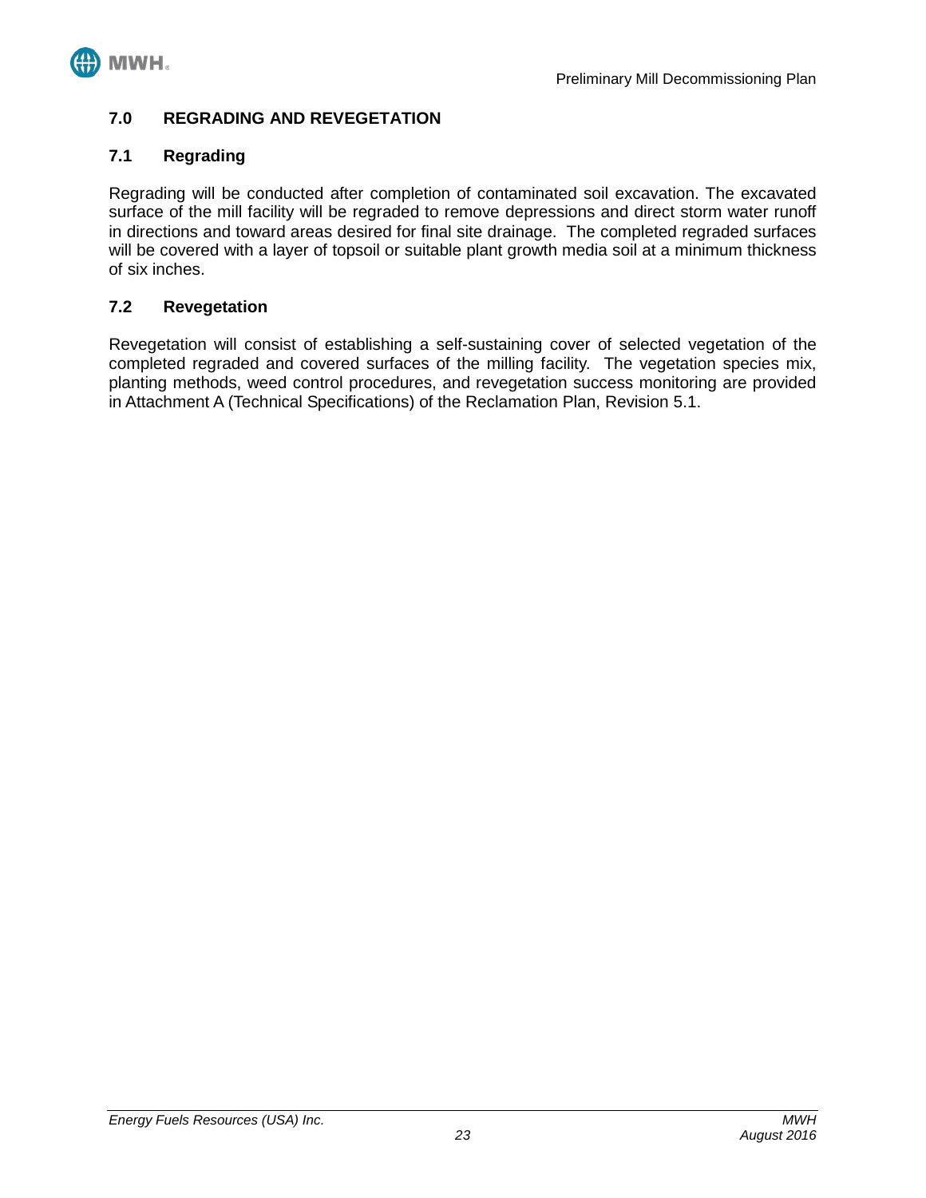## 7.0 REGRADING AND REVEGETATION

### 7.1 Regrading

Regrading will be conducted after completion of contaminated soil excavation. The excavated surface of the mill facility will be regraded to remove depressions and direct storm water runoff in directions and toward areas desired for final site drainage. The completed regraded surfaces will be covered with a layer of topsoil or suitable plant growth media soil at a minimum thickness of six inches.

### 7.2 Revegetation

Revegetation will consist of establishing a self-sustaining cover of selected vegetation of the completed regraded and covered surfaces of the milling facility. The vegetation species mix, planting methods, weed control procedures, and revegetation success monitoring are provided in Attachment A (Technical Specifications) of the Reclamation Plan, Revision 5.1.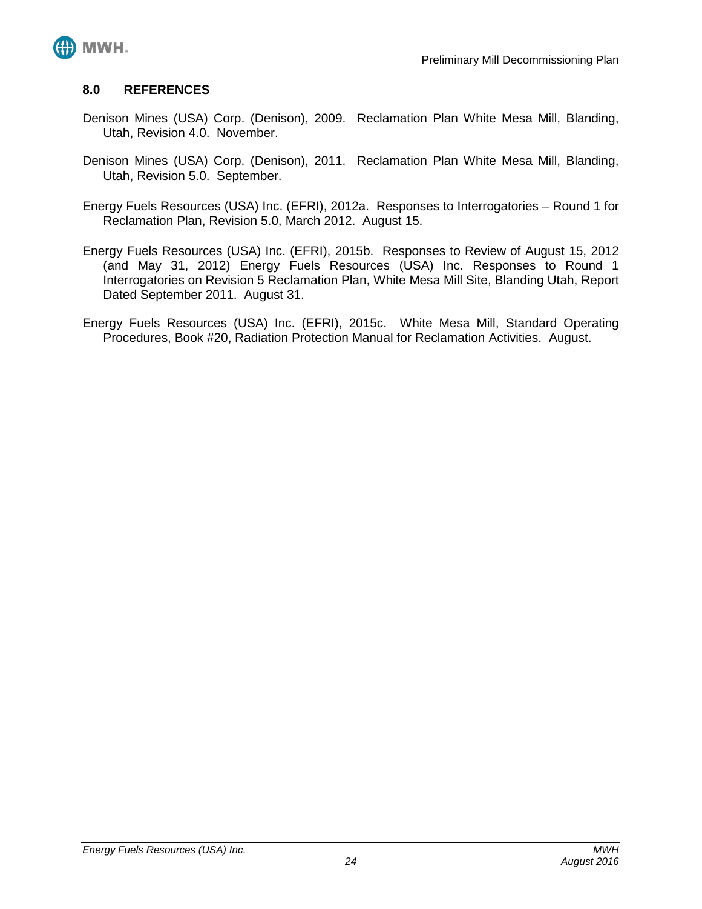## 8.0 REFERENCES

Denison Mines (USA) Corp. (Denison), 2009. Reclamation Plan White Mesa Mill, Blanding, Utah, Revision 4.0. November.

Denison Mines (USA) Corp. (Denison), 2011. Reclamation Plan White Mesa Mill, Blanding, Utah, Revision 5.0. September.

Energy Fuels Resources (USA) Inc. (EFRI), 2012a. Responses to Interrogatories – Round 1 for Reclamation Plan, Revision 5.0, March 2012. August 15.

Energy Fuels Resources (USA) Inc. (EFRI), 2015b. Responses to Review of August 15, 2012 (and May 31, 2012) Energy Fuels Resources (USA) Inc. Responses to Round 1 Interrogatories on Revision 5 Reclamation Plan, White Mesa Mill Site, Blanding Utah, Report Dated September 2011. August 31.

Energy Fuels Resources (USA) Inc. (EFRI), 2015c. White Mesa Mill, Standard Operating Procedures, Book #20, Radiation Protection Manual for Reclamation Activities. August.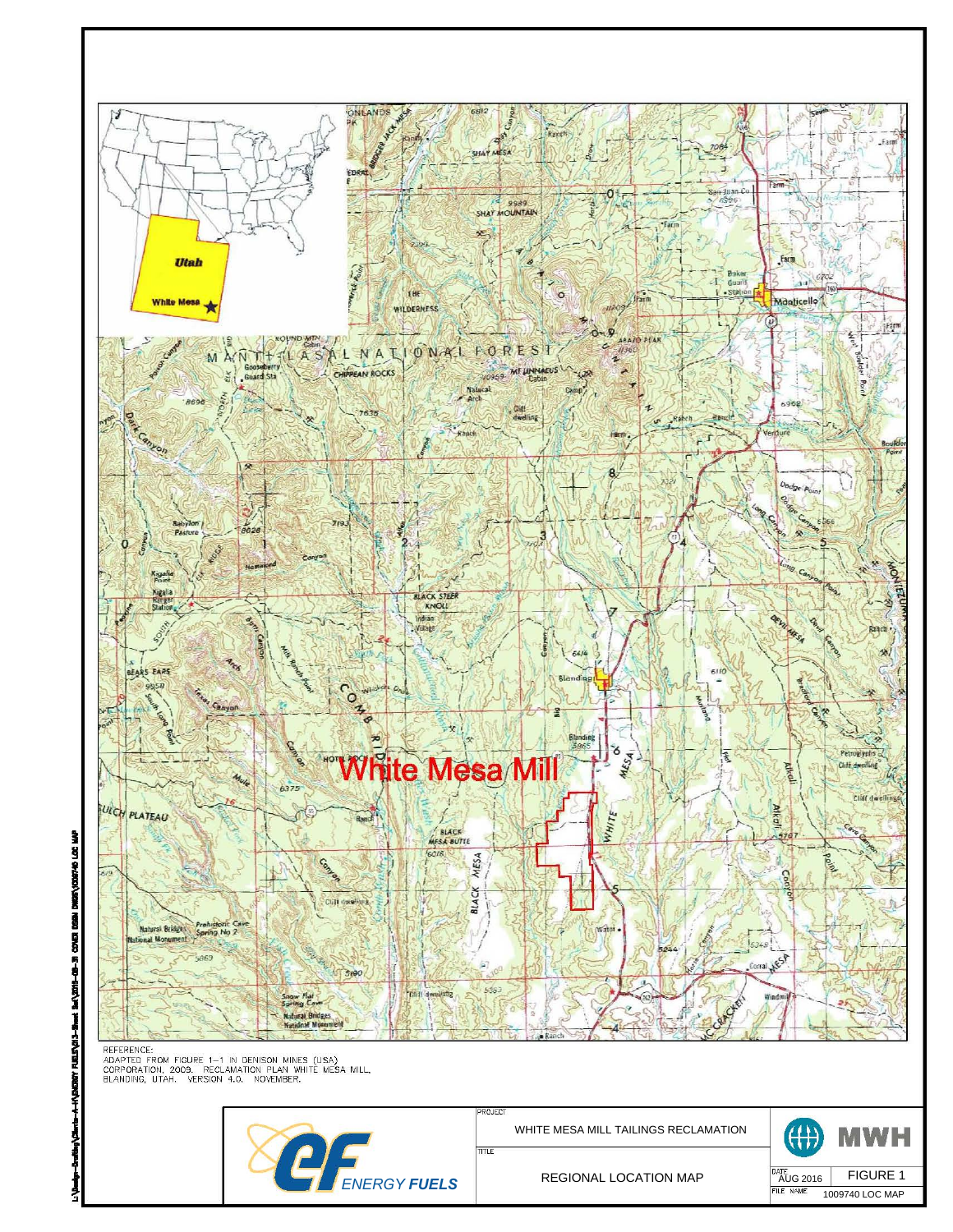REFERENCE:
ADAPTED FROM FIGURE 1-1 IN DENISON MINES (USA) CORPORATION, 2009. RECLAMATION PLAN WHITE MESA MILL, BLANDING, UTAH. VERSION 4.0. NOVEMBER.

ENERGY FUELS

PROJECT: WHITE MESA MILL TAILINGS RECLAMATION

TITLE: REGIONAL LOCATION MAP

MWH

DATE: AUG 2016

FIGURE 1

FILE NAME: 1009740 LOC MAP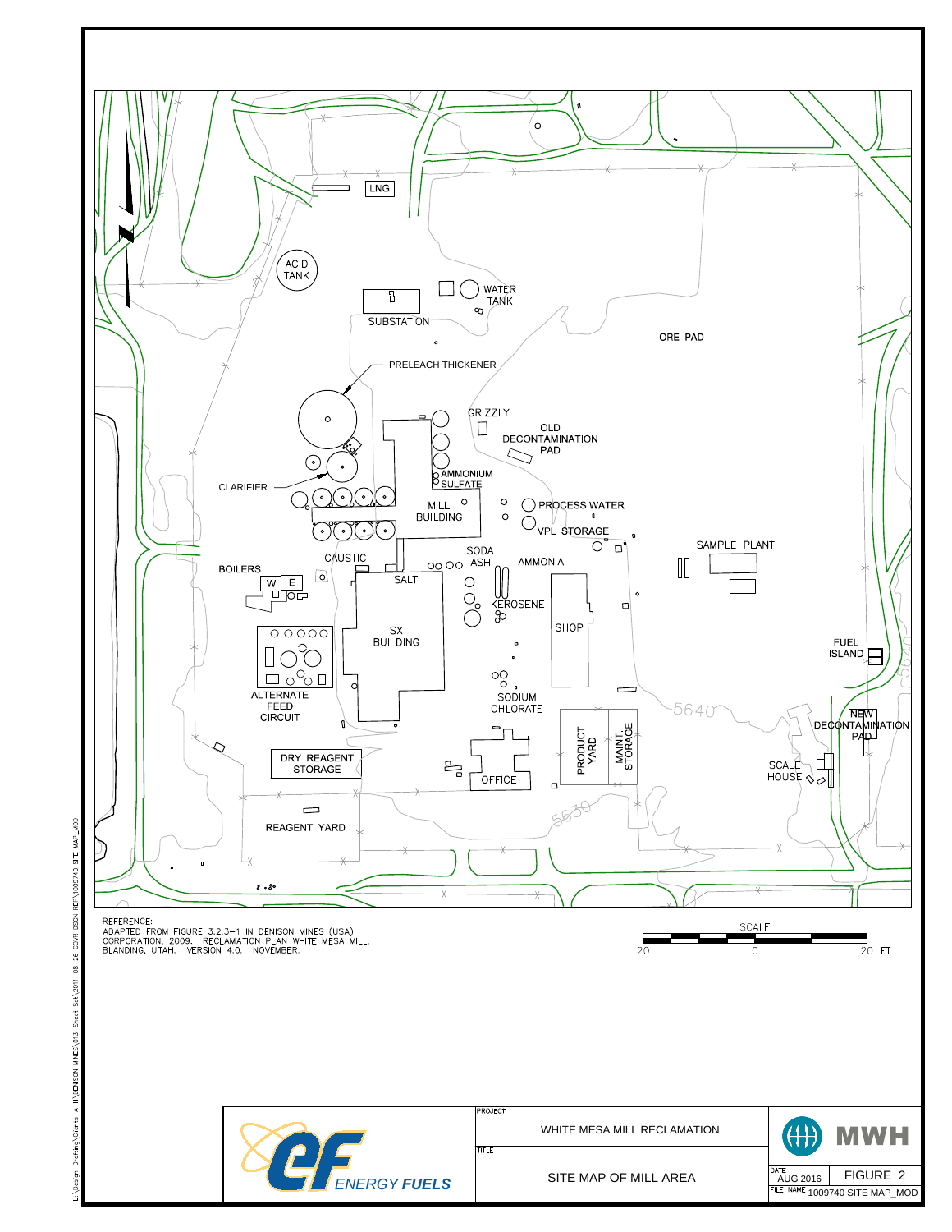LNG

ACID TANK

WATER TANK

SUBSTATION

ORE PAD

PRELEACH THICKENER

GRIZZLY

OLD DECONTAMINATION PAD

AMMONIUM SULFATE

CLARIFIER

MILL BUILDING

PROCESS WATER

VPL STORAGE

SAMPLE PLANT

SODA ASH

CAUSTIC

AMMONIA

BOILERS

W E

SALT

KEROSENE

SX BUILDING

SHOP

FUEL ISLAND

ALTERNATE FEED CIRCUIT

SODIUM CHLORATE

5640

NEW DECONTAMINATION PAD

PRODUCT YARD

MAINT. STORAGE

SCALE HOUSE

DRY REAGENT STORAGE

OFFICE

5630

REAGENT YARD

REFERENCE:
ADAPTED FROM FIGURE 3.2.3-1 IN DENISON MINES (USA) CORPORATION, 2009. RECLAMATION PLAN WHITE MESA MILL, BLANDING, UTAH. VERSION 4.0. NOVEMBER.

SCALE
20 0 20 FT

L:\Design-Drafting\Clients-A-H\DENISON MINES\013-Sheet Set\2011-08-26 COVR DSGN REP\1009740 SITE MAP_MOD

ENERGY FUELS

PROJECT
WHITE MESA MILL RECLAMATION

TITLE
SITE MAP OF MILL AREA

MWH

DATE AUG 2016

FIGURE 2

FILE NAME 1009740 SITE MAP_MOD